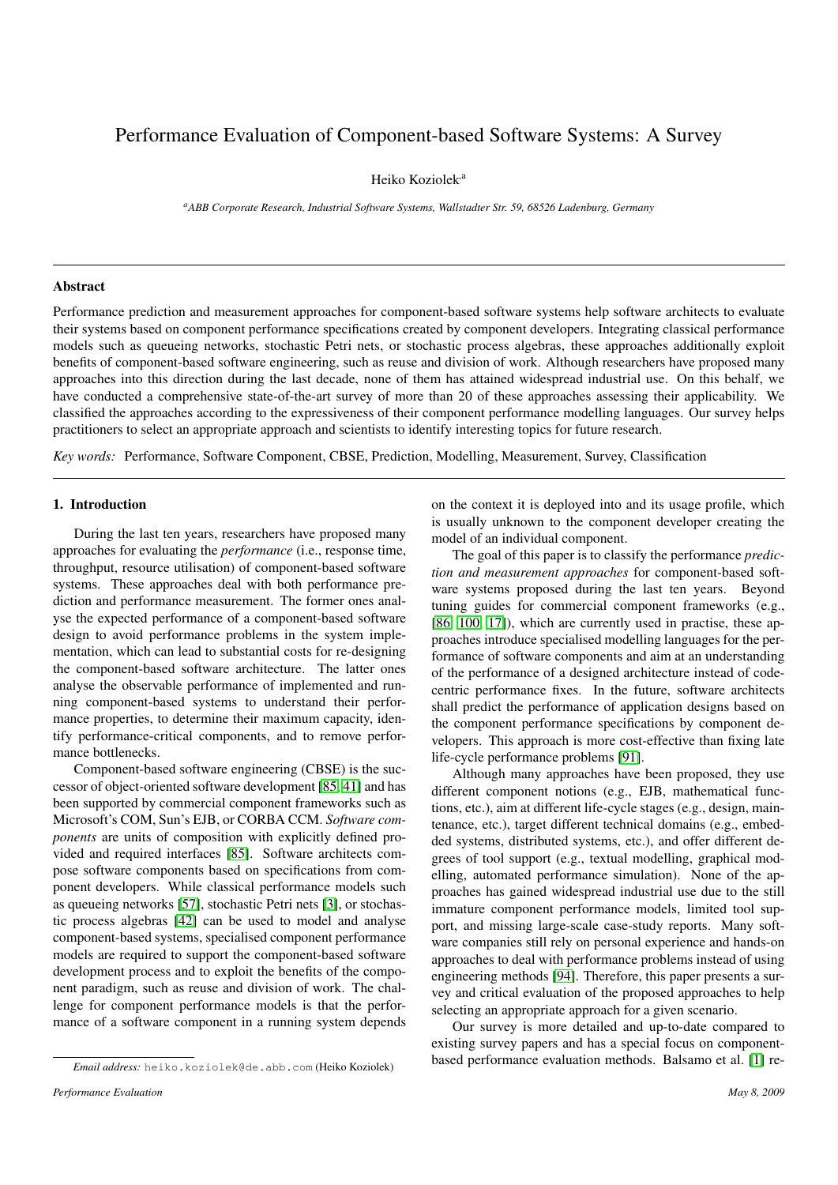# Performance Evaluation of Component-based Software Systems: A Survey

Heiko Koziolek[a]

[a]ABB Corporate Research, Industrial Software Systems, Wallstadter Str. 59, 68526 Ladenburg, Germany

## Abstract

Performance prediction and measurement approaches for component-based software systems help software architects to evaluate their systems based on component performance specifications created by component developers. Integrating classical performance models such as queueing networks, stochastic Petri nets, or stochastic process algebras, these approaches additionally exploit benefits of component-based software engineering, such as reuse and division of work. Although researchers have proposed many approaches into this direction during the last decade, none of them has attained widespread industrial use. On this behalf, we have conducted a comprehensive state-of-the-art survey of more than 20 of these approaches assessing their applicability. We classified the approaches according to the expressiveness of their component performance modelling languages. Our survey helps practitioners to select an appropriate approach and scientists to identify interesting topics for future research.

*Key words:* Performance, Software Component, CBSE, Prediction, Modelling, Measurement, Survey, Classification

## 1. Introduction

During the last ten years, researchers have proposed many approaches for evaluating the *performance* (i.e., response time, throughput, resource utilisation) of component-based software systems. These approaches deal with both performance prediction and performance measurement. The former ones analyse the expected performance of a component-based software design to avoid performance problems in the system implementation, which can lead to substantial costs for re-designing the component-based software architecture. The latter ones analyse the observable performance of implemented and running component-based systems to understand their performance properties, to determine their maximum capacity, identify performance-critical components, and to remove performance bottlenecks.

Component-based software engineering (CBSE) is the successor of object-oriented software development [85, 41] and has been supported by commercial component frameworks such as Microsoft's COM, Sun's EJB, or CORBA CCM. *Software components* are units of composition with explicitly defined provided and required interfaces [85]. Software architects compose software components based on specifications from component developers. While classical performance models such as queueing networks [57], stochastic Petri nets [3], or stochastic process algebras [42] can be used to model and analyse component-based systems, specialised component performance models are required to support the component-based software development process and to exploit the benefits of the component paradigm, such as reuse and division of work. The challenge for component performance models is that the performance of a software component in a running system depends on the context it is deployed into and its usage profile, which is usually unknown to the component developer creating the model of an individual component.

The goal of this paper is to classify the performance *prediction and measurement approaches* for component-based software systems proposed during the last ten years. Beyond tuning guides for commercial component frameworks (e.g., [86, 100, 17]), which are currently used in practise, these approaches introduce specialised modelling languages for the performance of software components and aim at an understanding of the performance of a designed architecture instead of code-centric performance fixes. In the future, software architects shall predict the performance of application designs based on the component performance specifications by component developers. This approach is more cost-effective than fixing late life-cycle performance problems [91].

Although many approaches have been proposed, they use different component notions (e.g., EJB, mathematical functions, etc.), aim at different life-cycle stages (e.g., design, maintenance, etc.), target different technical domains (e.g., embedded systems, distributed systems, etc.), and offer different degrees of tool support (e.g., textual modelling, graphical modelling, automated performance simulation). None of the approaches has gained widespread industrial use due to the still immature component performance models, limited tool support, and missing large-scale case-study reports. Many software companies still rely on personal experience and hands-on approaches to deal with performance problems instead of using engineering methods [94]. Therefore, this paper presents a survey and critical evaluation of the proposed approaches to help selecting an appropriate approach for a given scenario.

Our survey is more detailed and up-to-date compared to existing survey papers and has a special focus on component-based performance evaluation methods. Balsamo et al. [1] re-

*Email address:* heiko.koziolek@de.abb.com (Heiko Koziolek)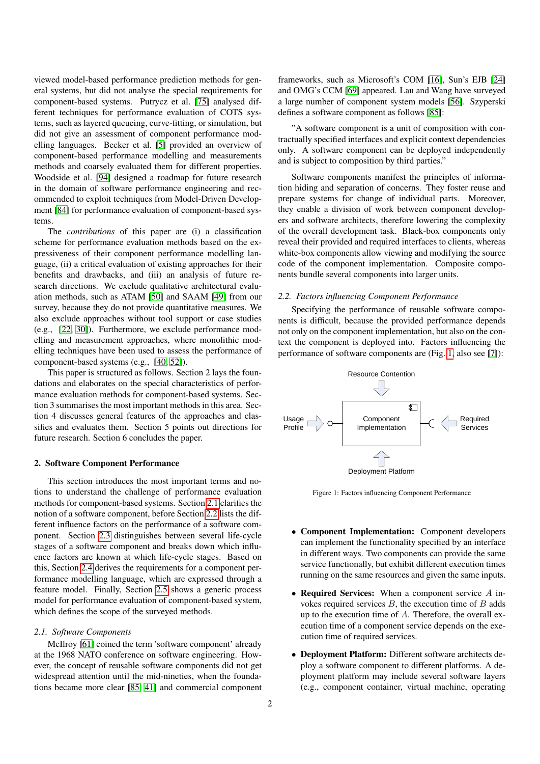viewed model-based performance prediction methods for general systems, but did not analyse the special requirements for component-based systems. Putrycz et al. [75] analysed different techniques for performance evaluation of COTS systems, such as layered queueing, curve-fitting, or simulation, but did not give an assessment of component performance modelling languages. Becker et al. [5] provided an overview of component-based performance modelling and measurements methods and coarsely evaluated them for different properties. Woodside et al. [94] designed a roadmap for future research in the domain of software performance engineering and recommended to exploit techniques from Model-Driven Development [84] for performance evaluation of component-based systems.

The *contributions* of this paper are (i) a classification scheme for performance evaluation methods based on the expressiveness of their component performance modelling language, (ii) a critical evaluation of existing approaches for their benefits and drawbacks, and (iii) an analysis of future research directions. We exclude qualitative architectural evaluation methods, such as ATAM [50] and SAAM [49] from our survey, because they do not provide quantitative measures. We also exclude approaches without tool support or case studies (e.g., [22, 30]). Furthermore, we exclude performance modelling and measurement approaches, where monolithic modelling techniques have been used to assess the performance of component-based systems (e.g., [40, 52]).

This paper is structured as follows. Section 2 lays the foundations and elaborates on the special characteristics of performance evaluation methods for component-based systems. Section 3 summarises the most important methods in this area. Section 4 discusses general features of the approaches and classifies and evaluates them. Section 5 points out directions for future research. Section 6 concludes the paper.

## 2. Software Component Performance

This section introduces the most important terms and notions to understand the challenge of performance evaluation methods for component-based systems. Section 2.1 clarifies the notion of a software component, before Section 2.2 lists the different influence factors on the performance of a software component. Section 2.3 distinguishes between several life-cycle stages of a software component and breaks down which influence factors are known at which life-cycle stages. Based on this, Section 2.4 derives the requirements for a component performance modelling language, which are expressed through a feature model. Finally, Section 2.5 shows a generic process model for performance evaluation of component-based system, which defines the scope of the surveyed methods.

### *2.1. Software Components*

McIlroy [61] coined the term 'software component' already at the 1968 NATO conference on software engineering. However, the concept of reusable software components did not get widespread attention until the mid-nineties, when the foundations became more clear [85, 41] and commercial component frameworks, such as Microsoft's COM [16], Sun's EJB [24] and OMG's CCM [69] appeared. Lau and Wang have surveyed a large number of component system models [56]. Szyperski defines a software component as follows [85]:

"A software component is a unit of composition with contractually specified interfaces and explicit context dependencies only. A software component can be deployed independently and is subject to composition by third parties."

Software components manifest the principles of information hiding and separation of concerns. They foster reuse and prepare systems for change of individual parts. Moreover, they enable a division of work between component developers and software architects, therefore lowering the complexity of the overall development task. Black-box components only reveal their provided and required interfaces to clients, whereas white-box components allow viewing and modifying the source code of the component implementation. Composite components bundle several components into larger units.

### *2.2. Factors influencing Component Performance*

Specifying the performance of reusable software components is difficult, because the provided performance depends not only on the component implementation, but also on the context the component is deployed into. Factors influencing the performance of software components are (Fig. 1, also see [7]):

Figure 1: Factors influencing Component Performance

- **Component Implementation:** Component developers can implement the functionality specified by an interface in different ways. Two components can provide the same service functionally, but exhibit different execution times running on the same resources and given the same inputs.
- **Required Services:** When a component service $A$ invokes required services $B$, the execution time of $B$ adds up to the execution time of $A$. Therefore, the overall execution time of a component service depends on the execution time of required services.
- **Deployment Platform:** Different software architects deploy a software component to different platforms. A deployment platform may include several software layers (e.g., component container, virtual machine, operating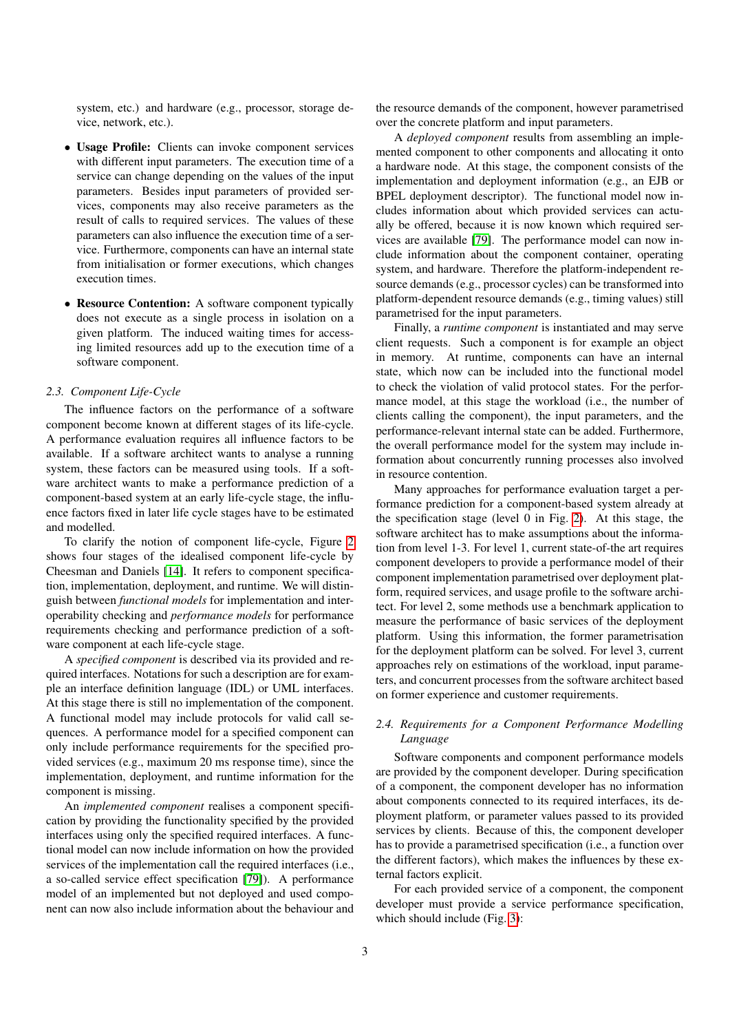system, etc.) and hardware (e.g., processor, storage device, network, etc.).

- **Usage Profile:** Clients can invoke component services with different input parameters. The execution time of a service can change depending on the values of the input parameters. Besides input parameters of provided services, components may also receive parameters as the result of calls to required services. The values of these parameters can also influence the execution time of a service. Furthermore, components can have an internal state from initialisation or former executions, which changes execution times.
- **Resource Contention:** A software component typically does not execute as a single process in isolation on a given platform. The induced waiting times for accessing limited resources add up to the execution time of a software component.

### 2.3. Component Life-Cycle

The influence factors on the performance of a software component become known at different stages of its life-cycle. A performance evaluation requires all influence factors to be available. If a software architect wants to analyse a running system, these factors can be measured using tools. If a software architect wants to make a performance prediction of a component-based system at an early life-cycle stage, the influence factors fixed in later life cycle stages have to be estimated and modelled.

To clarify the notion of component life-cycle, Figure 2 shows four stages of the idealised component life-cycle by Cheesman and Daniels [14]. It refers to component specification, implementation, deployment, and runtime. We will distinguish between *functional models* for implementation and interoperability checking and *performance models* for performance requirements checking and performance prediction of a software component at each life-cycle stage.

A *specified component* is described via its provided and required interfaces. Notations for such a description are for example an interface definition language (IDL) or UML interfaces. At this stage there is still no implementation of the component. A functional model may include protocols for valid call sequences. A performance model for a specified component can only include performance requirements for the specified provided services (e.g., maximum 20 ms response time), since the implementation, deployment, and runtime information for the component is missing.

An *implemented component* realises a component specification by providing the functionality specified by the provided interfaces using only the specified required interfaces. A functional model can now include information on how the provided services of the implementation call the required interfaces (i.e., a so-called service effect specification [79]). A performance model of an implemented but not deployed and used component can now also include information about the behaviour and the resource demands of the component, however parametrised over the concrete platform and input parameters.

A *deployed component* results from assembling an implemented component to other components and allocating it onto a hardware node. At this stage, the component consists of the implementation and deployment information (e.g., an EJB or BPEL deployment descriptor). The functional model now includes information about which provided services can actually be offered, because it is now known which required services are available [79]. The performance model can now include information about the component container, operating system, and hardware. Therefore the platform-independent resource demands (e.g., processor cycles) can be transformed into platform-dependent resource demands (e.g., timing values) still parametrised for the input parameters.

Finally, a *runtime component* is instantiated and may serve client requests. Such a component is for example an object in memory. At runtime, components can have an internal state, which now can be included into the functional model to check the violation of valid protocol states. For the performance model, at this stage the workload (i.e., the number of clients calling the component), the input parameters, and the performance-relevant internal state can be added. Furthermore, the overall performance model for the system may include information about concurrently running processes also involved in resource contention.

Many approaches for performance evaluation target a performance prediction for a component-based system already at the specification stage (level 0 in Fig. 2). At this stage, the software architect has to make assumptions about the information from level 1-3. For level 1, current state-of-the art requires component developers to provide a performance model of their component implementation parametrised over deployment platform, required services, and usage profile to the software architect. For level 2, some methods use a benchmark application to measure the performance of basic services of the deployment platform. Using this information, the former parametrisation for the deployment platform can be solved. For level 3, current approaches rely on estimations of the workload, input parameters, and concurrent processes from the software architect based on former experience and customer requirements.

### 2.4. Requirements for a Component Performance Modelling Language

Software components and component performance models are provided by the component developer. During specification of a component, the component developer has no information about components connected to its required interfaces, its deployment platform, or parameter values passed to its provided services by clients. Because of this, the component developer has to provide a parametrised specification (i.e., a function over the different factors), which makes the influences by these external factors explicit.

For each provided service of a component, the component developer must provide a service performance specification, which should include (Fig. 3):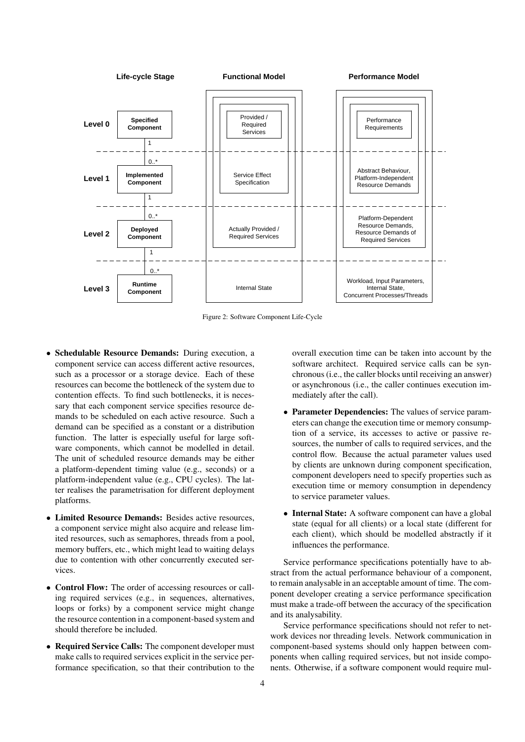Life-cycle Stage

Functional Model

Performance Model

Level 0

Specified Component

Provided / Required Services

Performance Requirements

1

0..*

Level 1

Implemented Component

Service Effect Specification

Abstract Behaviour, Platform-Independent Resource Demands

1

0..*

Level 2

Deployed Component

Actually Provided / Required Services

Platform-Dependent Resource Demands, Resource Demands of Required Services

1

0..*

Level 3

Runtime Component

Internal State

Workload, Input Parameters, Internal State, Concurrent Processes/Threads

Figure 2: Software Component Life-Cycle

- **Schedulable Resource Demands:** During execution, a component service can access different active resources, such as a processor or a storage device. Each of these resources can become the bottleneck of the system due to contention effects. To find such bottlenecks, it is necessary that each component service specifies resource demands to be scheduled on each active resource. Such a demand can be specified as a constant or a distribution function. The latter is especially useful for large software components, which cannot be modelled in detail. The unit of scheduled resource demands may be either a platform-dependent timing value (e.g., seconds) or a platform-independent value (e.g., CPU cycles). The latter realises the parametrisation for different deployment platforms.
- **Limited Resource Demands:** Besides active resources, a component service might also acquire and release limited resources, such as semaphores, threads from a pool, memory buffers, etc., which might lead to waiting delays due to contention with other concurrently executed services.
- **Control Flow:** The order of accessing resources or calling required services (e.g., in sequences, alternatives, loops or forks) by a component service might change the resource contention in a component-based system and should therefore be included.
- **Required Service Calls:** The component developer must make calls to required services explicit in the service performance specification, so that their contribution to the overall execution time can be taken into account by the software architect. Required service calls can be synchronous (i.e., the caller blocks until receiving an answer) or asynchronous (i.e., the caller continues execution immediately after the call).
- **Parameter Dependencies:** The values of service parameters can change the execution time or memory consumption of a service, its accesses to active or passive resources, the number of calls to required services, and the control flow. Because the actual parameter values used by clients are unknown during component specification, component developers need to specify properties such as execution time or memory consumption in dependency to service parameter values.
- **Internal State:** A software component can have a global state (equal for all clients) or a local state (different for each client), which should be modelled abstractly if it influences the performance.

Service performance specifications potentially have to abstract from the actual performance behaviour of a component, to remain analysable in an acceptable amount of time. The component developer creating a service performance specification must make a trade-off between the accuracy of the specification and its analysability.

Service performance specifications should not refer to network devices nor threading levels. Network communication in component-based systems should only happen between components when calling required services, but not inside components. Otherwise, if a software component would require mul-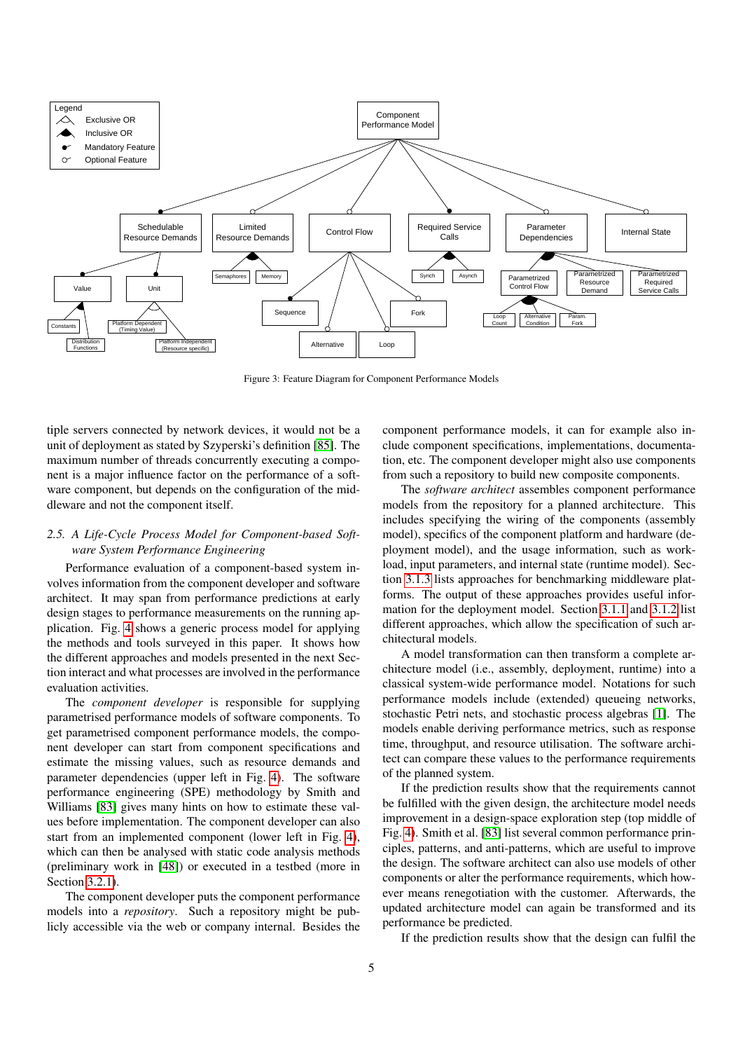Figure 3: Feature Diagram for Component Performance Models

tiple servers connected by network devices, it would not be a unit of deployment as stated by Szyperski's definition [85]. The maximum number of threads concurrently executing a component is a major influence factor on the performance of a software component, but depends on the configuration of the middleware and not the component itself.

### 2.5. A Life-Cycle Process Model for Component-based Software System Performance Engineering

Performance evaluation of a component-based system involves information from the component developer and software architect. It may span from performance predictions at early design stages to performance measurements on the running application. Fig. 4 shows a generic process model for applying the methods and tools surveyed in this paper. It shows how the different approaches and models presented in the next Section interact and what processes are involved in the performance evaluation activities.

The *component developer* is responsible for supplying parametrised performance models of software components. To get parametrised component performance models, the component developer can start from component specifications and estimate the missing values, such as resource demands and parameter dependencies (upper left in Fig. 4). The software performance engineering (SPE) methodology by Smith and Williams [83] gives many hints on how to estimate these values before implementation. The component developer can also start from an implemented component (lower left in Fig. 4), which can then be analysed with static code analysis methods (preliminary work in [48]) or executed in a testbed (more in Section 3.2.1).

The component developer puts the component performance models into a *repository*. Such a repository might be publicly accessible via the web or company internal. Besides the component performance models, it can for example also include component specifications, implementations, documentation, etc. The component developer might also use components from such a repository to build new composite components.

The *software architect* assembles component performance models from the repository for a planned architecture. This includes specifying the wiring of the components (assembly model), specifics of the component platform and hardware (deployment model), and the usage information, such as workload, input parameters, and internal state (runtime model). Section 3.1.3 lists approaches for benchmarking middleware platforms. The output of these approaches provides useful information for the deployment model. Section 3.1.1 and 3.1.2 list different approaches, which allow the specification of such architectural models.

A model transformation can then transform a complete architecture model (i.e., assembly, deployment, runtime) into a classical system-wide performance model. Notations for such performance models include (extended) queueing networks, stochastic Petri nets, and stochastic process algebras [1]. The models enable deriving performance metrics, such as response time, throughput, and resource utilisation. The software architect can compare these values to the performance requirements of the planned system.

If the prediction results show that the requirements cannot be fulfilled with the given design, the architecture model needs improvement in a design-space exploration step (top middle of Fig. 4). Smith et al. [83] list several common performance principles, patterns, and anti-patterns, which are useful to improve the design. The software architect can also use models of other components or alter the performance requirements, which however means renegotiation with the customer. Afterwards, the updated architecture model can again be transformed and its performance be predicted.

If the prediction results show that the design can fulfil the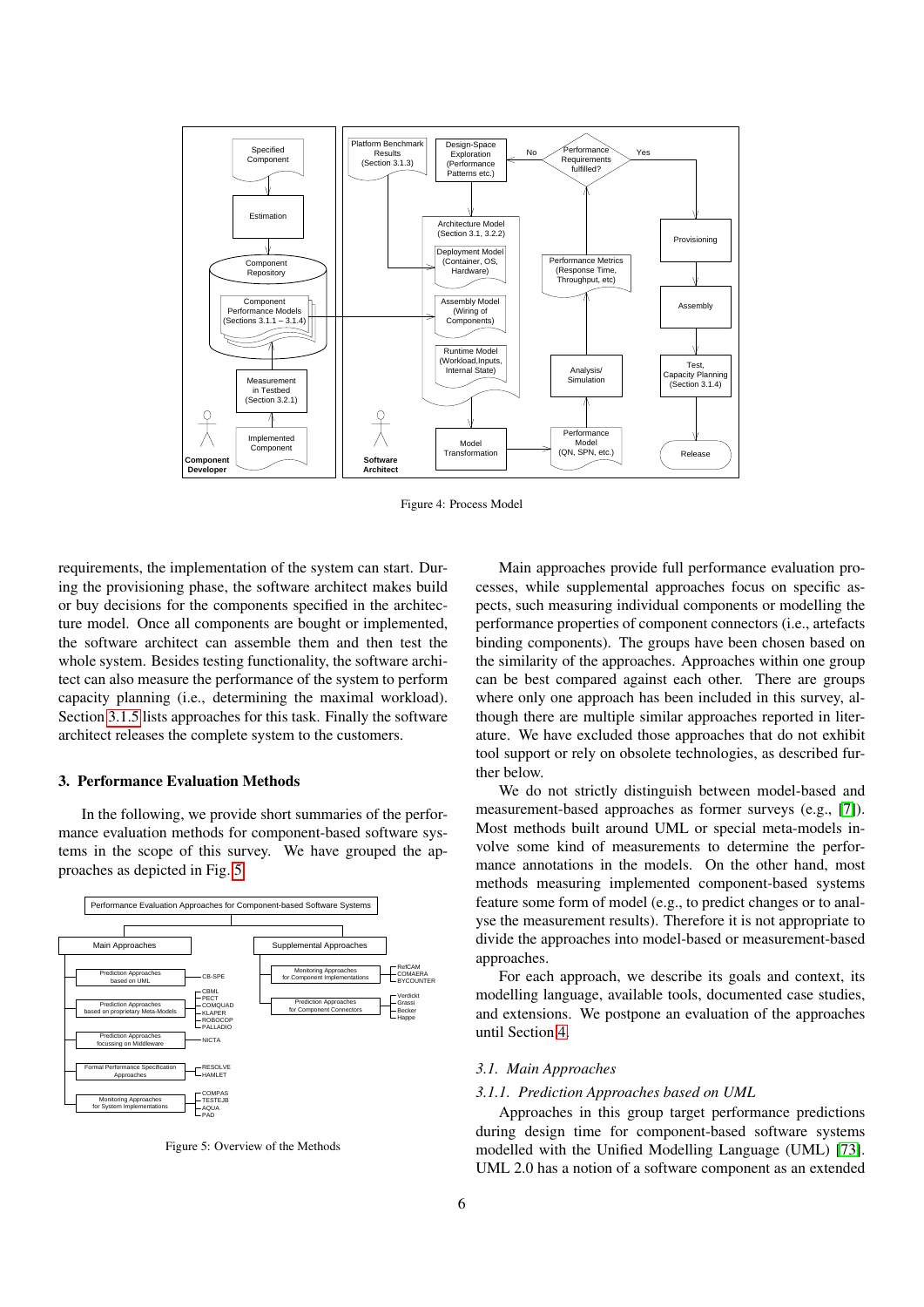Figure 4: Process Model

requirements, the implementation of the system can start. During the provisioning phase, the software architect makes build or buy decisions for the components specified in the architecture model. Once all components are bought or implemented, the software architect can assemble them and then test the whole system. Besides testing functionality, the software architect can also measure the performance of the system to perform capacity planning (i.e., determining the maximal workload). Section 3.1.5 lists approaches for this task. Finally the software architect releases the complete system to the customers.

## 3. Performance Evaluation Methods

In the following, we provide short summaries of the performance evaluation methods for component-based software systems in the scope of this survey. We have grouped the approaches as depicted in Fig. 5.

Figure 5: Overview of the Methods

Main approaches provide full performance evaluation processes, while supplemental approaches focus on specific aspects, such measuring individual components or modelling the performance properties of component connectors (i.e., artefacts binding components). The groups have been chosen based on the similarity of the approaches. Approaches within one group can be best compared against each other. There are groups where only one approach has been included in this survey, although there are multiple similar approaches reported in literature. We have excluded those approaches that do not exhibit tool support or rely on obsolete technologies, as described further below.

We do not strictly distinguish between model-based and measurement-based approaches as former surveys (e.g., [7]). Most methods built around UML or special meta-models involve some kind of measurements to determine the performance annotations in the models. On the other hand, most methods measuring implemented component-based systems feature some form of model (e.g., to predict changes or to analyse the measurement results). Therefore it is not appropriate to divide the approaches into model-based or measurement-based approaches.

For each approach, we describe its goals and context, its modelling language, available tools, documented case studies, and extensions. We postpone an evaluation of the approaches until Section 4.

### *3.1. Main Approaches*

#### *3.1.1. Prediction Approaches based on UML*

Approaches in this group target performance predictions during design time for component-based software systems modelled with the Unified Modelling Language (UML) [73]. UML 2.0 has a notion of a software component as an extended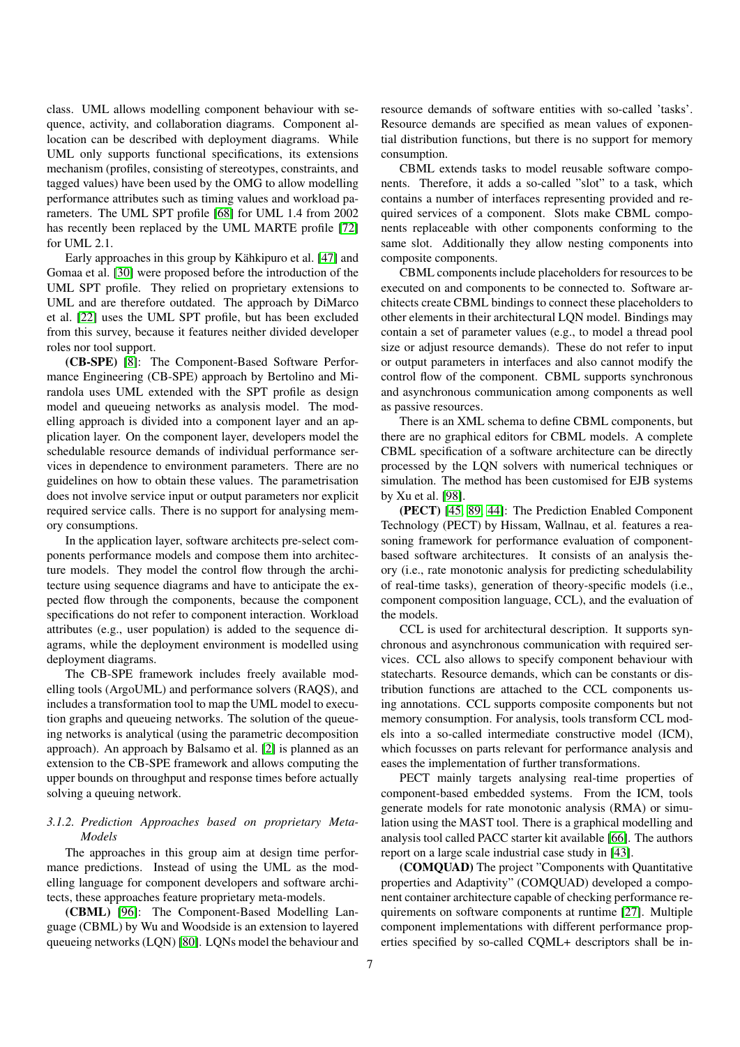class. UML allows modelling component behaviour with sequence, activity, and collaboration diagrams. Component allocation can be described with deployment diagrams. While UML only supports functional specifications, its extensions mechanism (profiles, consisting of stereotypes, constraints, and tagged values) have been used by the OMG to allow modelling performance attributes such as timing values and workload parameters. The UML SPT profile [68] for UML 1.4 from 2002 has recently been replaced by the UML MARTE profile [72] for UML 2.1.

Early approaches in this group by Kähkipuro et al. [47] and Gomaa et al. [30] were proposed before the introduction of the UML SPT profile. They relied on proprietary extensions to UML and are therefore outdated. The approach by DiMarco et al. [22] uses the UML SPT profile, but has been excluded from this survey, because it features neither divided developer roles nor tool support.

**(CB-SPE)** [8]: The Component-Based Software Performance Engineering (CB-SPE) approach by Bertolino and Mirandola uses UML extended with the SPT profile as design model and queueing networks as analysis model. The modelling approach is divided into a component layer and an application layer. On the component layer, developers model the schedulable resource demands of individual performance services in dependence to environment parameters. There are no guidelines on how to obtain these values. The parametrisation does not involve service input or output parameters nor explicit required service calls. There is no support for analysing memory consumptions.

In the application layer, software architects pre-select components performance models and compose them into architecture models. They model the control flow through the architecture using sequence diagrams and have to anticipate the expected flow through the components, because the component specifications do not refer to component interaction. Workload attributes (e.g., user population) is added to the sequence diagrams, while the deployment environment is modelled using deployment diagrams.

The CB-SPE framework includes freely available modelling tools (ArgoUML) and performance solvers (RAQS), and includes a transformation tool to map the UML model to execution graphs and queueing networks. The solution of the queueing networks is analytical (using the parametric decomposition approach). An approach by Balsamo et al. [2] is planned as an extension to the CB-SPE framework and allows computing the upper bounds on throughput and response times before actually solving a queuing network.

#### *3.1.2. Prediction Approaches based on proprietary Meta-Models*

The approaches in this group aim at design time performance predictions. Instead of using the UML as the modelling language for component developers and software architects, these approaches feature proprietary meta-models.

**(CBML)** [96]: The Component-Based Modelling Language (CBML) by Wu and Woodside is an extension to layered queueing networks (LQN) [80]. LQNs model the behaviour and resource demands of software entities with so-called 'tasks'. Resource demands are specified as mean values of exponential distribution functions, but there is no support for memory consumption.

CBML extends tasks to model reusable software components. Therefore, it adds a so-called "slot" to a task, which contains a number of interfaces representing provided and required services of a component. Slots make CBML components replaceable with other components conforming to the same slot. Additionally they allow nesting components into composite components.

CBML components include placeholders for resources to be executed on and components to be connected to. Software architects create CBML bindings to connect these placeholders to other elements in their architectural LQN model. Bindings may contain a set of parameter values (e.g., to model a thread pool size or adjust resource demands). These do not refer to input or output parameters in interfaces and also cannot modify the control flow of the component. CBML supports synchronous and asynchronous communication among components as well as passive resources.

There is an XML schema to define CBML components, but there are no graphical editors for CBML models. A complete CBML specification of a software architecture can be directly processed by the LQN solvers with numerical techniques or simulation. The method has been customised for EJB systems by Xu et al. [98].

**(PECT)** [45, 89, 44]: The Prediction Enabled Component Technology (PECT) by Hissam, Wallnau, et al. features a reasoning framework for performance evaluation of component-based software architectures. It consists of an analysis theory (i.e., rate monotonic analysis for predicting schedulability of real-time tasks), generation of theory-specific models (i.e., component composition language, CCL), and the evaluation of the models.

CCL is used for architectural description. It supports synchronous and asynchronous communication with required services. CCL also allows to specify component behaviour with statecharts. Resource demands, which can be constants or distribution functions are attached to the CCL components using annotations. CCL supports composite components but not memory consumption. For analysis, tools transform CCL models into a so-called intermediate constructive model (ICM), which focusses on parts relevant for performance analysis and eases the implementation of further transformations.

PECT mainly targets analysing real-time properties of component-based embedded systems. From the ICM, tools generate models for rate monotonic analysis (RMA) or simulation using the MAST tool. There is a graphical modelling and analysis tool called PACC starter kit available [66]. The authors report on a large scale industrial case study in [43].

**(COMQUAD)** The project "Components with Quantitative properties and Adaptivity" (COMQUAD) developed a component container architecture capable of checking performance requirements on software components at runtime [27]. Multiple component implementations with different performance properties specified by so-called CQML+ descriptors shall be in-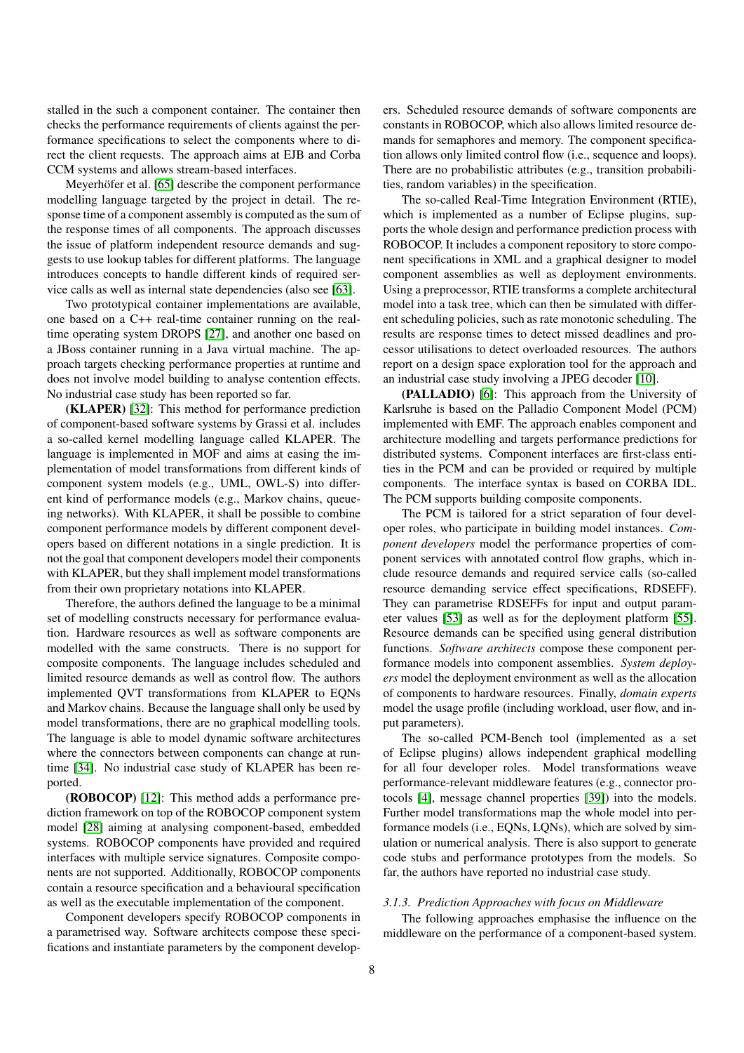stalled in the such a component container. The container then checks the performance requirements of clients against the performance specifications to select the components where to direct the client requests. The approach aims at EJB and Corba CCM systems and allows stream-based interfaces.

Meyerhöfer et al. [65] describe the component performance modelling language targeted by the project in detail. The response time of a component assembly is computed as the sum of the response times of all components. The approach discusses the issue of platform independent resource demands and suggests to use lookup tables for different platforms. The language introduces concepts to handle different kinds of required service calls as well as internal state dependencies (also see [63].

Two prototypical container implementations are available, one based on a C++ real-time container running on the real-time operating system DROPS [27], and another one based on a JBoss container running in a Java virtual machine. The approach targets checking performance properties at runtime and does not involve model building to analyse contention effects. No industrial case study has been reported so far.

**(KLAPER)** [32]: This method for performance prediction of component-based software systems by Grassi et al. includes a so-called kernel modelling language called KLAPER. The language is implemented in MOF and aims at easing the implementation of model transformations from different kinds of component system models (e.g., UML, OWL-S) into different kind of performance models (e.g., Markov chains, queueing networks). With KLAPER, it shall be possible to combine component performance models by different component developers based on different notations in a single prediction. It is not the goal that component developers model their components with KLAPER, but they shall implement model transformations from their own proprietary notations into KLAPER.

Therefore, the authors defined the language to be a minimal set of modelling constructs necessary for performance evaluation. Hardware resources as well as software components are modelled with the same constructs. There is no support for composite components. The language includes scheduled and limited resource demands as well as control flow. The authors implemented QVT transformations from KLAPER to EQNs and Markov chains. Because the language shall only be used by model transformations, there are no graphical modelling tools. The language is able to model dynamic software architectures where the connectors between components can change at runtime [34]. No industrial case study of KLAPER has been reported.

**(ROBOCOP)** [12]: This method adds a performance prediction framework on top of the ROBOCOP component system model [28] aiming at analysing component-based, embedded systems. ROBOCOP components have provided and required interfaces with multiple service signatures. Composite components are not supported. Additionally, ROBOCOP components contain a resource specification and a behavioural specification as well as the executable implementation of the component.

Component developers specify ROBOCOP components in a parametrised way. Software architects compose these specifications and instantiate parameters by the component developers. Scheduled resource demands of software components are constants in ROBOCOP, which also allows limited resource demands for semaphores and memory. The component specification allows only limited control flow (i.e., sequence and loops). There are no probabilistic attributes (e.g., transition probabilities, random variables) in the specification.

The so-called Real-Time Integration Environment (RTIE), which is implemented as a number of Eclipse plugins, supports the whole design and performance prediction process with ROBOCOP. It includes a component repository to store component specifications in XML and a graphical designer to model component assemblies as well as deployment environments. Using a preprocessor, RTIE transforms a complete architectural model into a task tree, which can then be simulated with different scheduling policies, such as rate monotonic scheduling. The results are response times to detect missed deadlines and processor utilisations to detect overloaded resources. The authors report on a design space exploration tool for the approach and an industrial case study involving a JPEG decoder [10].

**(PALLADIO)** [6]: This approach from the University of Karlsruhe is based on the Palladio Component Model (PCM) implemented with EMF. The approach enables component and architecture modelling and targets performance predictions for distributed systems. Component interfaces are first-class entities in the PCM and can be provided or required by multiple components. The interface syntax is based on CORBA IDL. The PCM supports building composite components.

The PCM is tailored for a strict separation of four developer roles, who participate in building model instances. *Component developers* model the performance properties of component services with annotated control flow graphs, which include resource demands and required service calls (so-called resource demanding service effect specifications, RDSEFF). They can parametrise RDSEFFs for input and output parameter values [53] as well as for the deployment platform [55]. Resource demands can be specified using general distribution functions. *Software architects* compose these component performance models into component assemblies. *System deployers* model the deployment environment as well as the allocation of components to hardware resources. Finally, *domain experts* model the usage profile (including workload, user flow, and input parameters).

The so-called PCM-Bench tool (implemented as a set of Eclipse plugins) allows independent graphical modelling for all four developer roles. Model transformations weave performance-relevant middleware features (e.g., connector protocols [4], message channel properties [39]) into the models. Further model transformations map the whole model into performance models (i.e., EQNs, LQNs), which are solved by simulation or numerical analysis. There is also support to generate code stubs and performance prototypes from the models. So far, the authors have reported no industrial case study.

#### *3.1.3. Prediction Approaches with focus on Middleware*

The following approaches emphasise the influence on the middleware on the performance of a component-based system.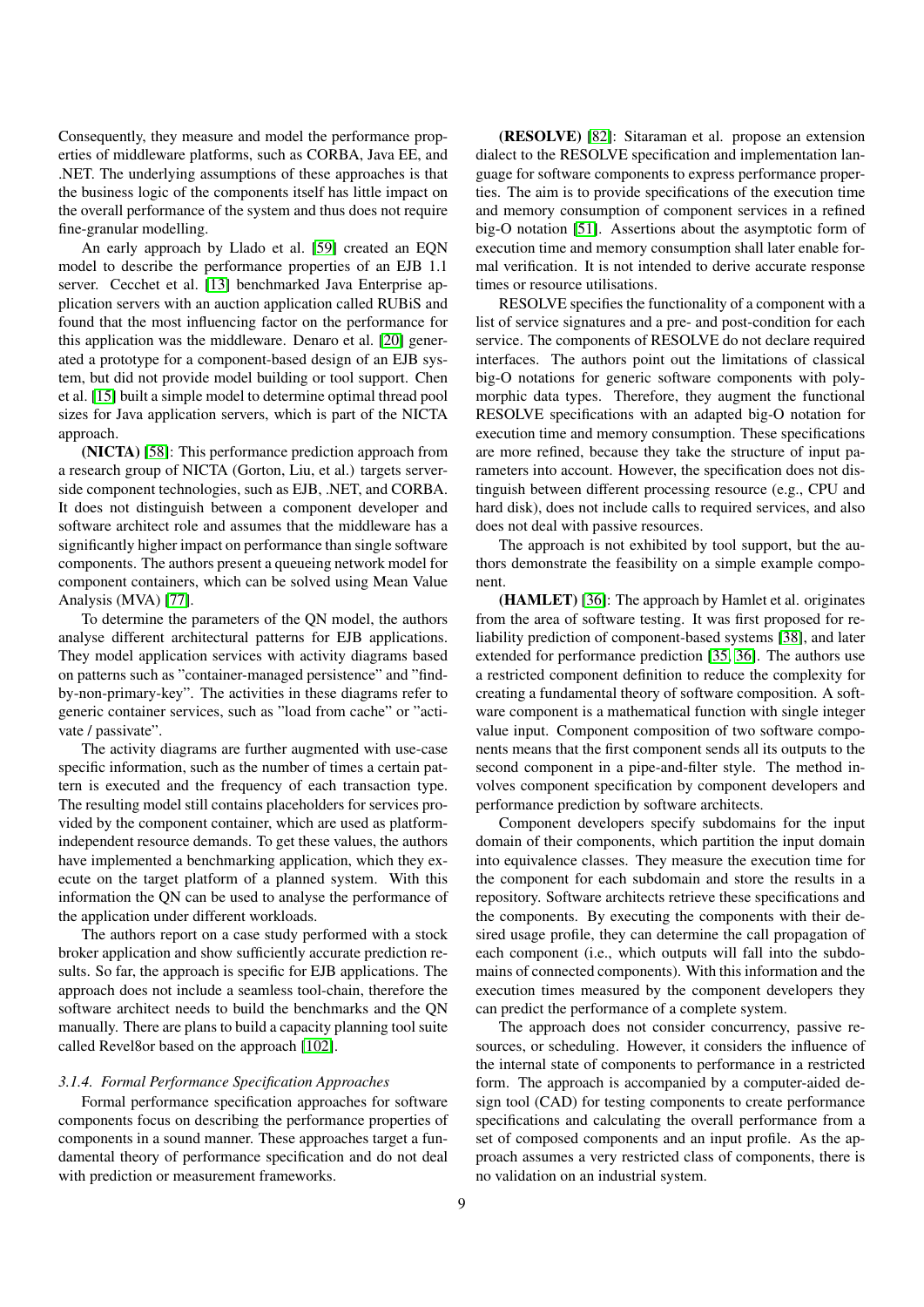Consequently, they measure and model the performance properties of middleware platforms, such as CORBA, Java EE, and .NET. The underlying assumptions of these approaches is that the business logic of the components itself has little impact on the overall performance of the system and thus does not require fine-granular modelling.

An early approach by Llado et al. [59] created an EQN model to describe the performance properties of an EJB 1.1 server. Cecchet et al. [13] benchmarked Java Enterprise application servers with an auction application called RUBiS and found that the most influencing factor on the performance for this application was the middleware. Denaro et al. [20] generated a prototype for a component-based design of an EJB system, but did not provide model building or tool support. Chen et al. [15] built a simple model to determine optimal thread pool sizes for Java application servers, which is part of the NICTA approach.

**(NICTA)** [58]: This performance prediction approach from a research group of NICTA (Gorton, Liu, et al.) targets server-side component technologies, such as EJB, .NET, and CORBA. It does not distinguish between a component developer and software architect role and assumes that the middleware has a significantly higher impact on performance than single software components. The authors present a queueing network model for component containers, which can be solved using Mean Value Analysis (MVA) [77].

To determine the parameters of the QN model, the authors analyse different architectural patterns for EJB applications. They model application services with activity diagrams based on patterns such as "container-managed persistence" and "find-by-non-primary-key". The activities in these diagrams refer to generic container services, such as "load from cache" or "activate / passivate".

The activity diagrams are further augmented with use-case specific information, such as the number of times a certain pattern is executed and the frequency of each transaction type. The resulting model still contains placeholders for services provided by the component container, which are used as platform-independent resource demands. To get these values, the authors have implemented a benchmarking application, which they execute on the target platform of a planned system. With this information the QN can be used to analyse the performance of the application under different workloads.

The authors report on a case study performed with a stock broker application and show sufficiently accurate prediction results. So far, the approach is specific for EJB applications. The approach does not include a seamless tool-chain, therefore the software architect needs to build the benchmarks and the QN manually. There are plans to build a capacity planning tool suite called Revel8or based on the approach [102].

### *3.1.4. Formal Performance Specification Approaches*

Formal performance specification approaches for software components focus on describing the performance properties of components in a sound manner. These approaches target a fundamental theory of performance specification and do not deal with prediction or measurement frameworks.

**(RESOLVE)** [82]: Sitaraman et al. propose an extension dialect to the RESOLVE specification and implementation language for software components to express performance properties. The aim is to provide specifications of the execution time and memory consumption of component services in a refined big-O notation [51]. Assertions about the asymptotic form of execution time and memory consumption shall later enable formal verification. It is not intended to derive accurate response times or resource utilisations.

RESOLVE specifies the functionality of a component with a list of service signatures and a pre- and post-condition for each service. The components of RESOLVE do not declare required interfaces. The authors point out the limitations of classical big-O notations for generic software components with polymorphic data types. Therefore, they augment the functional RESOLVE specifications with an adapted big-O notation for execution time and memory consumption. These specifications are more refined, because they take the structure of input parameters into account. However, the specification does not distinguish between different processing resource (e.g., CPU and hard disk), does not include calls to required services, and also does not deal with passive resources.

The approach is not exhibited by tool support, but the authors demonstrate the feasibility on a simple example component.

**(HAMLET)** [36]: The approach by Hamlet et al. originates from the area of software testing. It was first proposed for reliability prediction of component-based systems [38], and later extended for performance prediction [35, 36]. The authors use a restricted component definition to reduce the complexity for creating a fundamental theory of software composition. A software component is a mathematical function with single integer value input. Component composition of two software components means that the first component sends all its outputs to the second component in a pipe-and-filter style. The method involves component specification by component developers and performance prediction by software architects.

Component developers specify subdomains for the input domain of their components, which partition the input domain into equivalence classes. They measure the execution time for the component for each subdomain and store the results in a repository. Software architects retrieve these specifications and the components. By executing the components with their desired usage profile, they can determine the call propagation of each component (i.e., which outputs will fall into the subdomains of connected components). With this information and the execution times measured by the component developers they can predict the performance of a complete system.

The approach does not consider concurrency, passive resources, or scheduling. However, it considers the influence of the internal state of components to performance in a restricted form. The approach is accompanied by a computer-aided design tool (CAD) for testing components to create performance specifications and calculating the overall performance from a set of composed components and an input profile. As the approach assumes a very restricted class of components, there is no validation on an industrial system.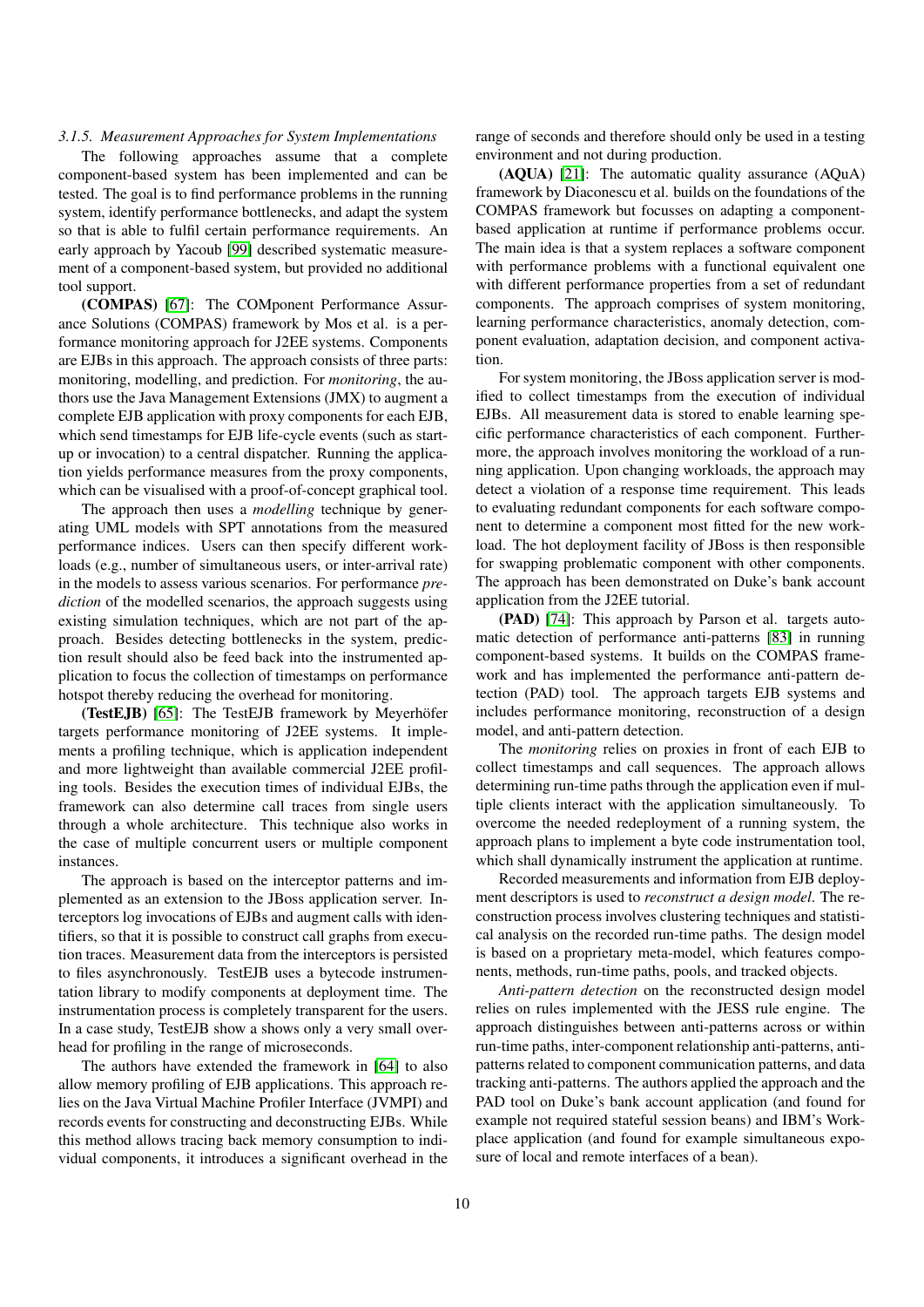#### 3.1.5. Measurement Approaches for System Implementations

The following approaches assume that a complete component-based system has been implemented and can be tested. The goal is to find performance problems in the running system, identify performance bottlenecks, and adapt the system so that is able to fulfil certain performance requirements. An early approach by Yacoub [99] described systematic measurement of a component-based system, but provided no additional tool support.

**(COMPAS)** [67]: The COMponent Performance Assurance Solutions (COMPAS) framework by Mos et al. is a performance monitoring approach for J2EE systems. Components are EJBs in this approach. The approach consists of three parts: monitoring, modelling, and prediction. For *monitoring*, the authors use the Java Management Extensions (JMX) to augment a complete EJB application with proxy components for each EJB, which send timestamps for EJB life-cycle events (such as start-up or invocation) to a central dispatcher. Running the application yields performance measures from the proxy components, which can be visualised with a proof-of-concept graphical tool.

The approach then uses a *modelling* technique by generating UML models with SPT annotations from the measured performance indices. Users can then specify different workloads (e.g., number of simultaneous users, or inter-arrival rate) in the models to assess various scenarios. For performance *prediction* of the modelled scenarios, the approach suggests using existing simulation techniques, which are not part of the approach. Besides detecting bottlenecks in the system, prediction result should also be feed back into the instrumented application to focus the collection of timestamps on performance hotspot thereby reducing the overhead for monitoring.

**(TestEJB)** [65]: The TestEJB framework by Meyerhöfer targets performance monitoring of J2EE systems. It implements a profiling technique, which is application independent and more lightweight than available commercial J2EE profiling tools. Besides the execution times of individual EJBs, the framework can also determine call traces from single users through a whole architecture. This technique also works in the case of multiple concurrent users or multiple component instances.

The approach is based on the interceptor patterns and implemented as an extension to the JBoss application server. Interceptors log invocations of EJBs and augment calls with identifiers, so that it is possible to construct call graphs from execution traces. Measurement data from the interceptors is persisted to files asynchronously. TestEJB uses a bytecode instrumentation library to modify components at deployment time. The instrumentation process is completely transparent for the users. In a case study, TestEJB show a shows only a very small overhead for profiling in the range of microseconds.

The authors have extended the framework in [64] to also allow memory profiling of EJB applications. This approach relies on the Java Virtual Machine Profiler Interface (JVMPI) and records events for constructing and deconstructing EJBs. While this method allows tracing back memory consumption to individual components, it introduces a significant overhead in the range of seconds and therefore should only be used in a testing environment and not during production.

**(AQUA)** [21]: The automatic quality assurance (AQuA) framework by Diaconescu et al. builds on the foundations of the COMPAS framework but focusses on adapting a component-based application at runtime if performance problems occur. The main idea is that a system replaces a software component with performance problems with a functional equivalent one with different performance properties from a set of redundant components. The approach comprises of system monitoring, learning performance characteristics, anomaly detection, component evaluation, adaptation decision, and component activation.

For system monitoring, the JBoss application server is modified to collect timestamps from the execution of individual EJBs. All measurement data is stored to enable learning specific performance characteristics of each component. Furthermore, the approach involves monitoring the workload of a running application. Upon changing workloads, the approach may detect a violation of a response time requirement. This leads to evaluating redundant components for each software component to determine a component most fitted for the new workload. The hot deployment facility of JBoss is then responsible for swapping problematic component with other components. The approach has been demonstrated on Duke's bank account application from the J2EE tutorial.

**(PAD)** [74]: This approach by Parson et al. targets automatic detection of performance anti-patterns [83] in running component-based systems. It builds on the COMPAS framework and has implemented the performance anti-pattern detection (PAD) tool. The approach targets EJB systems and includes performance monitoring, reconstruction of a design model, and anti-pattern detection.

The *monitoring* relies on proxies in front of each EJB to collect timestamps and call sequences. The approach allows determining run-time paths through the application even if multiple clients interact with the application simultaneously. To overcome the needed redeployment of a running system, the approach plans to implement a byte code instrumentation tool, which shall dynamically instrument the application at runtime.

Recorded measurements and information from EJB deployment descriptors is used to *reconstruct a design model*. The reconstruction process involves clustering techniques and statistical analysis on the recorded run-time paths. The design model is based on a proprietary meta-model, which features components, methods, run-time paths, pools, and tracked objects.

*Anti-pattern detection* on the reconstructed design model relies on rules implemented with the JESS rule engine. The approach distinguishes between anti-patterns across or within run-time paths, inter-component relationship anti-patterns, anti-patterns related to component communication patterns, and data tracking anti-patterns. The authors applied the approach and the PAD tool on Duke's bank account application (and found for example not required stateful session beans) and IBM's Workplace application (and found for example simultaneous exposure of local and remote interfaces of a bean).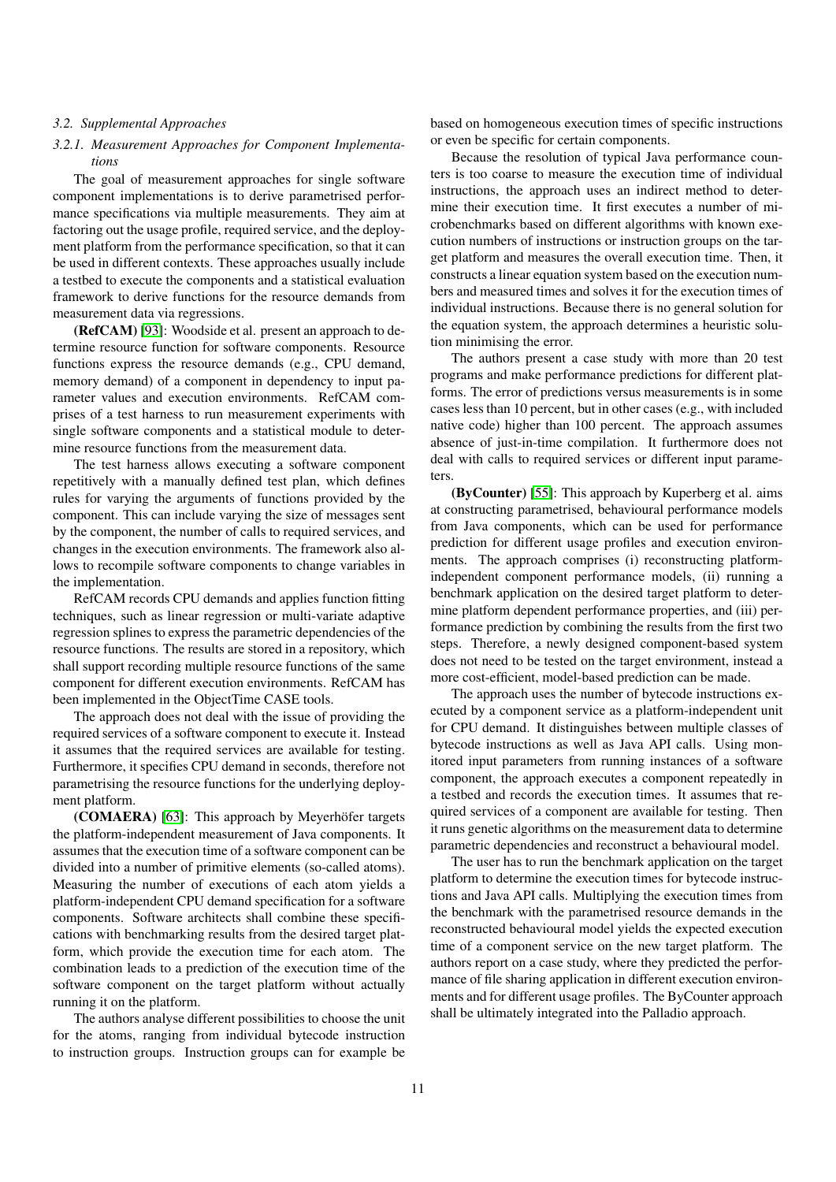### 3.2. Supplemental Approaches

#### 3.2.1. Measurement Approaches for Component Implementations

The goal of measurement approaches for single software component implementations is to derive parametrised performance specifications via multiple measurements. They aim at factoring out the usage profile, required service, and the deployment platform from the performance specification, so that it can be used in different contexts. These approaches usually include a testbed to execute the components and a statistical evaluation framework to derive functions for the resource demands from measurement data via regressions.

**(RefCAM)** [93]: Woodside et al. present an approach to determine resource function for software components. Resource functions express the resource demands (e.g., CPU demand, memory demand) of a component in dependency to input parameter values and execution environments. RefCAM comprises of a test harness to run measurement experiments with single software components and a statistical module to determine resource functions from the measurement data.

The test harness allows executing a software component repetitively with a manually defined test plan, which defines rules for varying the arguments of functions provided by the component. This can include varying the size of messages sent by the component, the number of calls to required services, and changes in the execution environments. The framework also allows to recompile software components to change variables in the implementation.

RefCAM records CPU demands and applies function fitting techniques, such as linear regression or multi-variate adaptive regression splines to express the parametric dependencies of the resource functions. The results are stored in a repository, which shall support recording multiple resource functions of the same component for different execution environments. RefCAM has been implemented in the ObjectTime CASE tools.

The approach does not deal with the issue of providing the required services of a software component to execute it. Instead it assumes that the required services are available for testing. Furthermore, it specifies CPU demand in seconds, therefore not parametrising the resource functions for the underlying deployment platform.

**(COMAERA)** [63]: This approach by Meyerhöfer targets the platform-independent measurement of Java components. It assumes that the execution time of a software component can be divided into a number of primitive elements (so-called atoms). Measuring the number of executions of each atom yields a platform-independent CPU demand specification for a software components. Software architects shall combine these specifications with benchmarking results from the desired target platform, which provide the execution time for each atom. The combination leads to a prediction of the execution time of the software component on the target platform without actually running it on the platform.

The authors analyse different possibilities to choose the unit for the atoms, ranging from individual bytecode instruction to instruction groups. Instruction groups can for example be based on homogeneous execution times of specific instructions or even be specific for certain components.

Because the resolution of typical Java performance counters is too coarse to measure the execution time of individual instructions, the approach uses an indirect method to determine their execution time. It first executes a number of microbenchmarks based on different algorithms with known execution numbers of instructions or instruction groups on the target platform and measures the overall execution time. Then, it constructs a linear equation system based on the execution numbers and measured times and solves it for the execution times of individual instructions. Because there is no general solution for the equation system, the approach determines a heuristic solution minimising the error.

The authors present a case study with more than 20 test programs and make performance predictions for different platforms. The error of predictions versus measurements is in some cases less than 10 percent, but in other cases (e.g., with included native code) higher than 100 percent. The approach assumes absence of just-in-time compilation. It furthermore does not deal with calls to required services or different input parameters.

**(ByCounter)** [55]: This approach by Kuperberg et al. aims at constructing parametrised, behavioural performance models from Java components, which can be used for performance prediction for different usage profiles and execution environments. The approach comprises (i) reconstructing platform-independent component performance models, (ii) running a benchmark application on the desired target platform to determine platform dependent performance properties, and (iii) performance prediction by combining the results from the first two steps. Therefore, a newly designed component-based system does not need to be tested on the target environment, instead a more cost-efficient, model-based prediction can be made.

The approach uses the number of bytecode instructions executed by a component service as a platform-independent unit for CPU demand. It distinguishes between multiple classes of bytecode instructions as well as Java API calls. Using monitored input parameters from running instances of a software component, the approach executes a component repeatedly in a testbed and records the execution times. It assumes that required services of a component are available for testing. Then it runs genetic algorithms on the measurement data to determine parametric dependencies and reconstruct a behavioural model.

The user has to run the benchmark application on the target platform to determine the execution times for bytecode instructions and Java API calls. Multiplying the execution times from the benchmark with the parametrised resource demands in the reconstructed behavioural model yields the expected execution time of a component service on the new target platform. The authors report on a case study, where they predicted the performance of file sharing application in different execution environments and for different usage profiles. The ByCounter approach shall be ultimately integrated into the Palladio approach.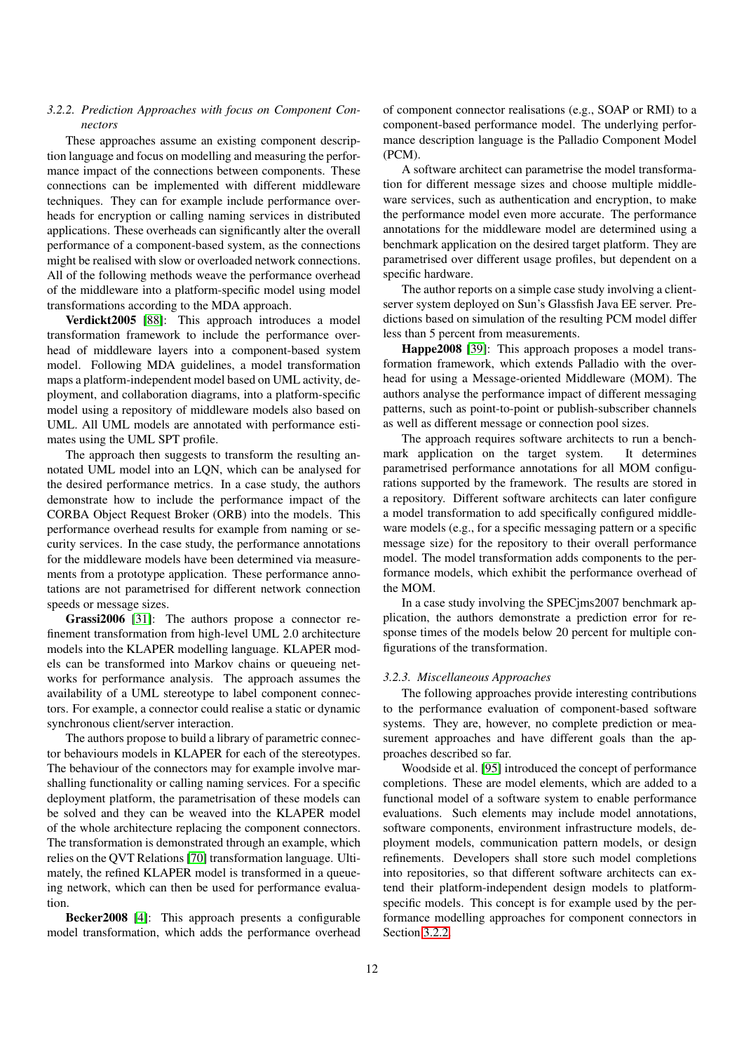### 3.2.2. Prediction Approaches with focus on Component Connectors

These approaches assume an existing component description language and focus on modelling and measuring the performance impact of the connections between components. These connections can be implemented with different middleware techniques. They can for example include performance overheads for encryption or calling naming services in distributed applications. These overheads can significantly alter the overall performance of a component-based system, as the connections might be realised with slow or overloaded network connections. All of the following methods weave the performance overhead of the middleware into a platform-specific model using model transformations according to the MDA approach.

**Verdickt2005** [88]: This approach introduces a model transformation framework to include the performance overhead of middleware layers into a component-based system model. Following MDA guidelines, a model transformation maps a platform-independent model based on UML activity, deployment, and collaboration diagrams, into a platform-specific model using a repository of middleware models also based on UML. All UML models are annotated with performance estimates using the UML SPT profile.

The approach then suggests to transform the resulting annotated UML model into an LQN, which can be analysed for the desired performance metrics. In a case study, the authors demonstrate how to include the performance impact of the CORBA Object Request Broker (ORB) into the models. This performance overhead results for example from naming or security services. In the case study, the performance annotations for the middleware models have been determined via measurements from a prototype application. These performance annotations are not parametrised for different network connection speeds or message sizes.

**Grassi2006** [31]: The authors propose a connector refinement transformation from high-level UML 2.0 architecture models into the KLAPER modelling language. KLAPER models can be transformed into Markov chains or queueing networks for performance analysis. The approach assumes the availability of a UML stereotype to label component connectors. For example, a connector could realise a static or dynamic synchronous client/server interaction.

The authors propose to build a library of parametric connector behaviours models in KLAPER for each of the stereotypes. The behaviour of the connectors may for example involve marshalling functionality or calling naming services. For a specific deployment platform, the parametrisation of these models can be solved and they can be weaved into the KLAPER model of the whole architecture replacing the component connectors. The transformation is demonstrated through an example, which relies on the QVT Relations [70] transformation language. Ultimately, the refined KLAPER model is transformed in a queueing network, which can then be used for performance evaluation.

**Becker2008** [4]: This approach presents a configurable model transformation, which adds the performance overhead of component connector realisations (e.g., SOAP or RMI) to a component-based performance model. The underlying performance description language is the Palladio Component Model (PCM).

A software architect can parametrise the model transformation for different message sizes and choose multiple middleware services, such as authentication and encryption, to make the performance model even more accurate. The performance annotations for the middleware model are determined using a benchmark application on the desired target platform. They are parametrised over different usage profiles, but dependent on a specific hardware.

The author reports on a simple case study involving a client-server system deployed on Sun's Glassfish Java EE server. Predictions based on simulation of the resulting PCM model differ less than 5 percent from measurements.

**Happe2008** [39]: This approach proposes a model transformation framework, which extends Palladio with the overhead for using a Message-oriented Middleware (MOM). The authors analyse the performance impact of different messaging patterns, such as point-to-point or publish-subscriber channels as well as different message or connection pool sizes.

The approach requires software architects to run a benchmark application on the target system. It determines parametrised performance annotations for all MOM configurations supported by the framework. The results are stored in a repository. Different software architects can later configure a model transformation to add specifically configured middleware models (e.g., for a specific messaging pattern or a specific message size) for the repository to their overall performance model. The model transformation adds components to the performance models, which exhibit the performance overhead of the MOM.

In a case study involving the SPECjms2007 benchmark application, the authors demonstrate a prediction error for response times of the models below 20 percent for multiple configurations of the transformation.

### 3.2.3. Miscellaneous Approaches

The following approaches provide interesting contributions to the performance evaluation of component-based software systems. They are, however, no complete prediction or measurement approaches and have different goals than the approaches described so far.

Woodside et al. [95] introduced the concept of performance completions. These are model elements, which are added to a functional model of a software system to enable performance evaluations. Such elements may include model annotations, software components, environment infrastructure models, deployment models, communication pattern models, or design refinements. Developers shall store such model completions into repositories, so that different software architects can extend their platform-independent design models to platform-specific models. This concept is for example used by the performance modelling approaches for component connectors in Section 3.2.2.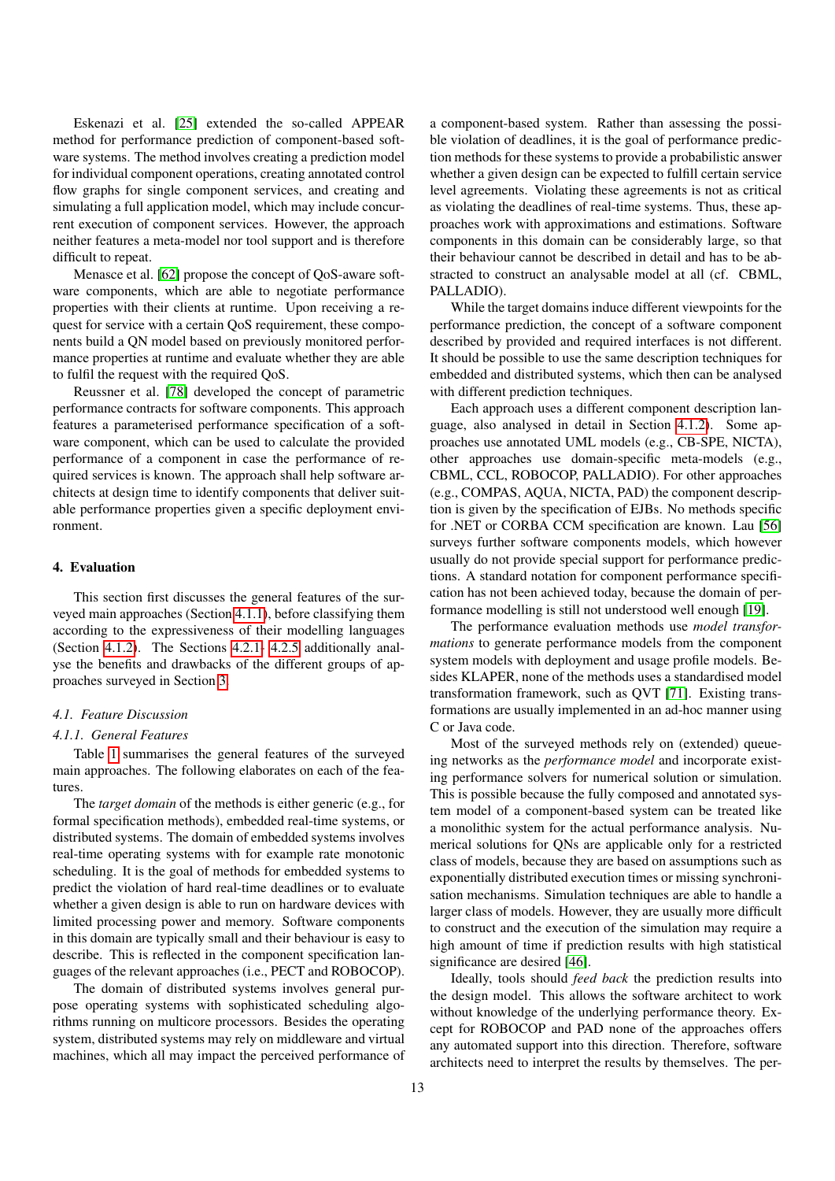Eskenazi et al. [25] extended the so-called APPEAR method for performance prediction of component-based software systems. The method involves creating a prediction model for individual component operations, creating annotated control flow graphs for single component services, and creating and simulating a full application model, which may include concurrent execution of component services. However, the approach neither features a meta-model nor tool support and is therefore difficult to repeat.

Menasce et al. [62] propose the concept of QoS-aware software components, which are able to negotiate performance properties with their clients at runtime. Upon receiving a request for service with a certain QoS requirement, these components build a QN model based on previously monitored performance properties at runtime and evaluate whether they are able to fulfil the request with the required QoS.

Reussner et al. [78] developed the concept of parametric performance contracts for software components. This approach features a parameterised performance specification of a software component, which can be used to calculate the provided performance of a component in case the performance of required services is known. The approach shall help software architects at design time to identify components that deliver suitable performance properties given a specific deployment environment.

## 4. Evaluation

This section first discusses the general features of the surveyed main approaches (Section 4.1.1), before classifying them according to the expressiveness of their modelling languages (Section 4.1.2). The Sections 4.2.1- 4.2.5 additionally analyse the benefits and drawbacks of the different groups of approaches surveyed in Section 3.

### 4.1. Feature Discussion

#### 4.1.1. General Features

Table 1 summarises the general features of the surveyed main approaches. The following elaborates on each of the features.

The *target domain* of the methods is either generic (e.g., for formal specification methods), embedded real-time systems, or distributed systems. The domain of embedded systems involves real-time operating systems with for example rate monotonic scheduling. It is the goal of methods for embedded systems to predict the violation of hard real-time deadlines or to evaluate whether a given design is able to run on hardware devices with limited processing power and memory. Software components in this domain are typically small and their behaviour is easy to describe. This is reflected in the component specification languages of the relevant approaches (i.e., PECT and ROBOCOP).

The domain of distributed systems involves general purpose operating systems with sophisticated scheduling algorithms running on multicore processors. Besides the operating system, distributed systems may rely on middleware and virtual machines, which all may impact the perceived performance of a component-based system. Rather than assessing the possible violation of deadlines, it is the goal of performance prediction methods for these systems to provide a probabilistic answer whether a given design can be expected to fulfill certain service level agreements. Violating these agreements is not as critical as violating the deadlines of real-time systems. Thus, these approaches work with approximations and estimations. Software components in this domain can be considerably large, so that their behaviour cannot be described in detail and has to be abstracted to construct an analysable model at all (cf. CBML, PALLADIO).

While the target domains induce different viewpoints for the performance prediction, the concept of a software component described by provided and required interfaces is not different. It should be possible to use the same description techniques for embedded and distributed systems, which then can be analysed with different prediction techniques.

Each approach uses a different component description language, also analysed in detail in Section 4.1.2). Some approaches use annotated UML models (e.g., CB-SPE, NICTA), other approaches use domain-specific meta-models (e.g., CBML, CCL, ROBOCOP, PALLADIO). For other approaches (e.g., COMPAS, AQUA, NICTA, PAD) the component description is given by the specification of EJBs. No methods specific for .NET or CORBA CCM specification are known. Lau [56] surveys further software components models, which however usually do not provide special support for performance predictions. A standard notation for component performance specification has not been achieved today, because the domain of performance modelling is still not understood well enough [19].

The performance evaluation methods use *model transformations* to generate performance models from the component system models with deployment and usage profile models. Besides KLAPER, none of the methods uses a standardised model transformation framework, such as QVT [71]. Existing transformations are usually implemented in an ad-hoc manner using C or Java code.

Most of the surveyed methods rely on (extended) queueing networks as the *performance model* and incorporate existing performance solvers for numerical solution or simulation. This is possible because the fully composed and annotated system model of a component-based system can be treated like a monolithic system for the actual performance analysis. Numerical solutions for QNs are applicable only for a restricted class of models, because they are based on assumptions such as exponentially distributed execution times or missing synchronisation mechanisms. Simulation techniques are able to handle a larger class of models. However, they are usually more difficult to construct and the execution of the simulation may require a high amount of time if prediction results with high statistical significance are desired [46].

Ideally, tools should *feed back* the prediction results into the design model. This allows the software architect to work without knowledge of the underlying performance theory. Except for ROBOCOP and PAD none of the approaches offers any automated support into this direction. Therefore, software architects need to interpret the results by themselves. The per-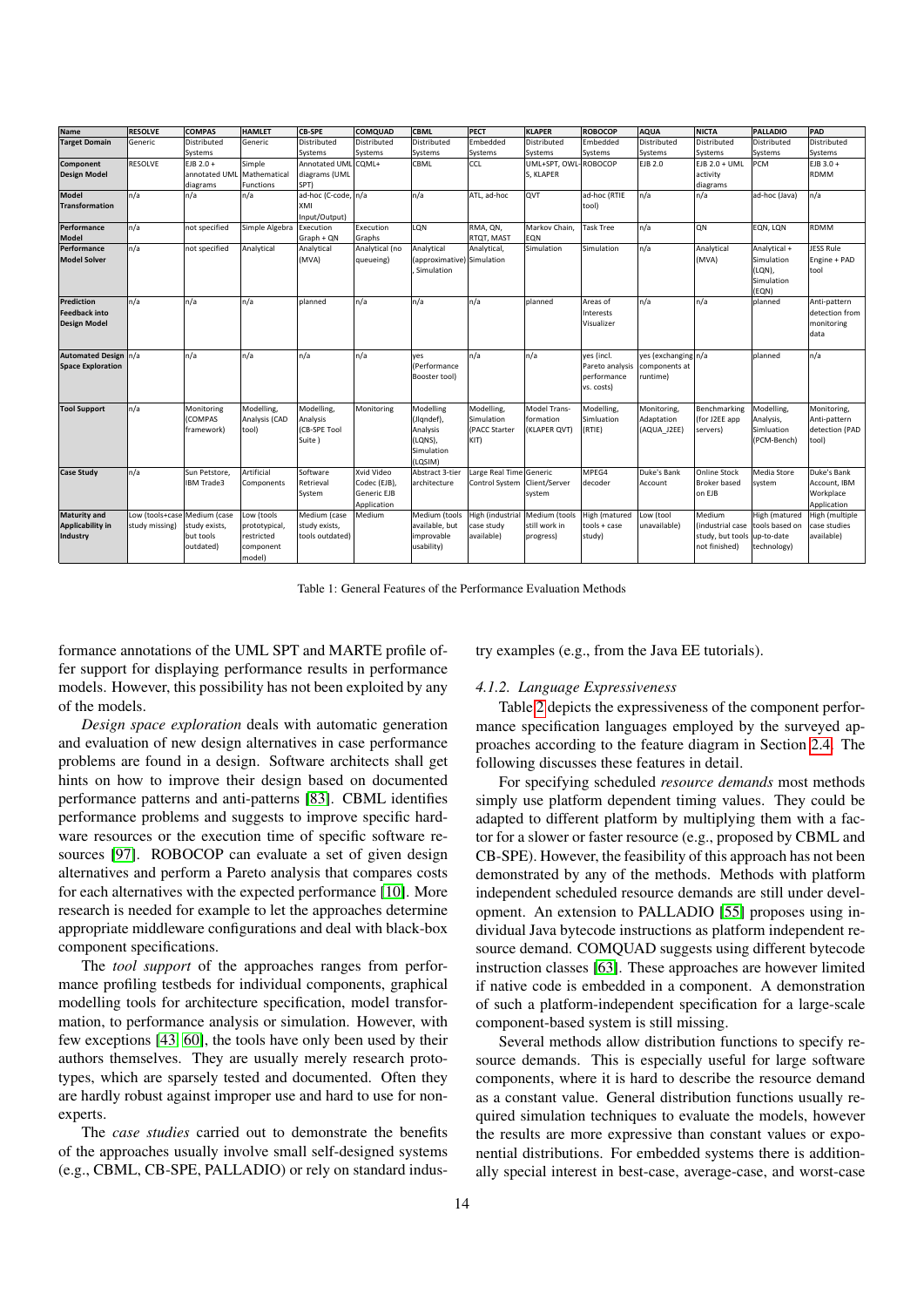| Name | RESOLVE | COMPAS | HAMLET | CB-SPE | COMQUAD | CBML | PECT | KLAPER | ROBOCOP | AQUA | NICTA | PALLADIO | PAD |
|---|---|---|---|---|---|---|---|---|---|---|---|---|---|
| **Target Domain** | Generic | Distributed Systems | Generic | Distributed Systems | Distributed Systems | Distributed Systems | Embedded Systems | Distributed Systems | Embedded Systems | Distributed Systems | Distributed Systems | Distributed Systems | Distributed Systems |
| **Component Design Model** | RESOLVE | EJB 2.0 + annotated UML diagrams | Simple Mathematical Functions | Annotated UML diagrams (UML SPT) | CQML+ | CBML | CCL | UML+SPT, OWL-S, KLAPER | ROBOCOP | EJB 2.0 | EJB 2.0 + UML activity diagrams | PCM | EJB 3.0 + RDMM |
| **Model Transformation** | n/a | n/a | n/a | ad-hoc (C-code, XMI Input/Output) | n/a | n/a | ATL, ad-hoc | QVT | ad-hoc (RTIE tool) | n/a | n/a | ad-hoc (Java) | n/a |
| **Performance Model** | n/a | not specified | Simple Algebra | Execution Graph + QN | Execution Graphs | LQN | RMA, QN, RTQT, MAST | Markov Chain, EQN | Task Tree | n/a | QN | EQN, LQN | RDMM |
| **Performance Model Solver** | n/a | not specified | Analytical | Analytical (MVA) | Analytical (no queueing) | Analytical (approximative), Simulation | Analytical, Simulation | Simulation | Simulation | n/a | Analytical (MVA) | Analytical + Simulation (LQN), Simulation (EQN) | JESS Rule Engine + PAD tool |
| **Prediction Feedback into Design Model** | n/a | n/a | n/a | planned | n/a | n/a | n/a | planned | Areas of Interests Visualizer | n/a | n/a | planned | Anti-pattern detection from monitoring data |
| **Automated Design Space Exploration** | n/a | n/a | n/a | n/a | n/a | yes (Performance Booster tool) | n/a | n/a | yes (incl. Pareto analysis performance vs. costs) | yes (exchanging components at runtime) | n/a | planned | n/a |
| **Tool Support** | n/a | Monitoring (COMPAS framework) | Modelling, Analysis (CAD tool) | Modelling, Analysis (CB-SPE Tool Suite ) | Monitoring | Modelling (Jlqndef), Analysis (LQNS), Simulation (LQSIM) | Modelling, Simulation (PACC Starter KIT) | Model Trans-formation (KLAPER QVT) | Modelling, Simluation (RTIE) | Monitoring, Adaptation (AQUA_J2EE) | Benchmarking (for J2EE app servers) | Modelling, Analysis, Simluation (PCM-Bench) | Monitoring, Anti-pattern detection (PAD tool) |
| **Case Study** | n/a | Sun Petstore, IBM Trade3 | Artificial Components | Software Retrieval System | Xvid Video Codec (EJB), Generic EJB Application | Abstract 3-tier architecture | Large Real Time Control System | Generic Client/Server system | MPEG4 decoder | Duke's Bank Account | Online Stock Broker based on EJB | Media Store system | Duke's Bank Account, IBM Workplace Application |
| **Maturity and Applicability in Industry** | Low (tools+case study missing) | Medium (case study exists, but tools outdated) | Low (tools prototypical, restricted component model) | Medium (case study exists, tools outdated) | Medium | Medium (tools available, but improvable usability) | High (industrial case study available) | Medium (tools still work in progress) | High (matured tools + case study) | Low (tool unavailable) | Medium (industrial case study, but tools not finished) | High (matured tools based on up-to-date technology) | High (multiple case studies available) |

Table 1: General Features of the Performance Evaluation Methods

formance annotations of the UML SPT and MARTE profile offer support for displaying performance results in performance models. However, this possibility has not been exploited by any of the models.

*Design space exploration* deals with automatic generation and evaluation of new design alternatives in case performance problems are found in a design. Software architects shall get hints on how to improve their design based on documented performance patterns and anti-patterns [83]. CBML identifies performance problems and suggests to improve specific hardware resources or the execution time of specific software resources [97]. ROBOCOP can evaluate a set of given design alternatives and perform a Pareto analysis that compares costs for each alternatives with the expected performance [10]. More research is needed for example to let the approaches determine appropriate middleware configurations and deal with black-box component specifications.

The *tool support* of the approaches ranges from performance profiling testbeds for individual components, graphical modelling tools for architecture specification, model transformation, to performance analysis or simulation. However, with few exceptions [43, 60], the tools have only been used by their authors themselves. They are usually merely research prototypes, which are sparsely tested and documented. Often they are hardly robust against improper use and hard to use for non-experts.

The *case studies* carried out to demonstrate the benefits of the approaches usually involve small self-designed systems (e.g., CBML, CB-SPE, PALLADIO) or rely on standard industry examples (e.g., from the Java EE tutorials).

#### 4.1.2. Language Expressiveness

Table 2 depicts the expressiveness of the component performance specification languages employed by the surveyed approaches according to the feature diagram in Section 2.4. The following discusses these features in detail.

For specifying scheduled *resource demands* most methods simply use platform dependent timing values. They could be adapted to different platform by multiplying them with a factor for a slower or faster resource (e.g., proposed by CBML and CB-SPE). However, the feasibility of this approach has not been demonstrated by any of the methods. Methods with platform independent scheduled resource demands are still under development. An extension to PALLADIO [55] proposes using individual Java bytecode instructions as platform independent resource demand. COMQUAD suggests using different bytecode instruction classes [63]. These approaches are however limited if native code is embedded in a component. A demonstration of such a platform-independent specification for a large-scale component-based system is still missing.

Several methods allow distribution functions to specify resource demands. This is especially useful for large software components, where it is hard to describe the resource demand as a constant value. General distribution functions usually required simulation techniques to evaluate the models, however the results are more expressive than constant values or exponential distributions. For embedded systems there is additionally special interest in best-case, average-case, and worst-case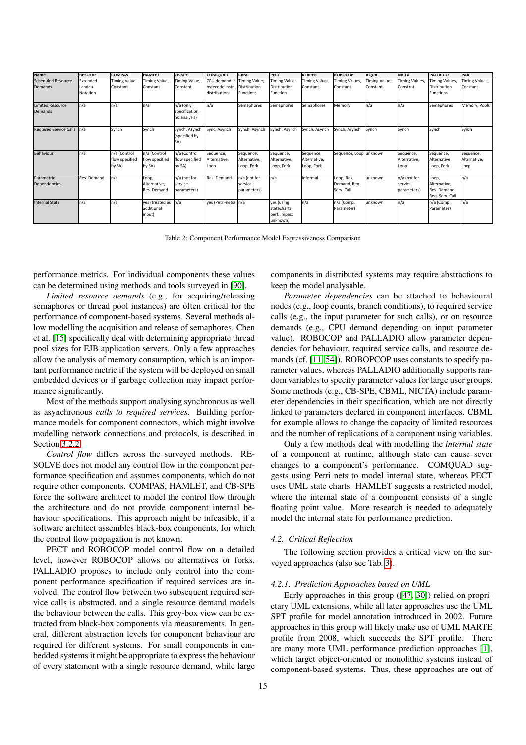| Name | RESOLVE | COMPAS | HAMLET | CB-SPE | COMQUAD | CBML | PECT | KLAPER | ROBOCOP | AQUA | NICTA | PALLADIO | PAD |
|---|---|---|---|---|---|---|---|---|---|---|---|---|---|
| Scheduled Resource Demands | Extended Landau Notation | Timing Value, Constant | Timing Value, Constant | Timing Value, Constant | CPU demand in bytecode instr., distributions | Timing Value, Distribution Functions | Timing Value, Distribution Function | Timing Values, Constant | Timing Values, Constant | Timing Value, Constant | Timing Values, Constant | Timing Values, Distribution Functions | Timing Values, Constant |
| Limited Resource Demands | n/a | n/a | n/a | n/a (only specification, no analysis) | n/a | Semaphores | Semaphores | Semaphores | Memory | n/a | n/a | Semaphores | Memory, Pools |
| Required Service Calls | n/a | Synch | Synch | Synch, Asynch, (specified by SA) | Sync, Asynch | Synch, Asynch | Synch, Asynch | Synch, Asynch | Synch, Asynch | Synch | Synch | Synch | Synch |
| Behaviour | n/a | n/a (Control flow specified by SA) | n/a (Control flow specified by SA) | n/a (Control flow specified by SA) | Sequence, Alternative, Loop | Sequence, Alternative, Loop, Fork | Sequence, Alternative, Loop, Fork | Sequence, Alternative, Loop, Fork | Sequence, Loop | unknown | Sequence, Alternative, Loop | Sequence, Alternative, Loop, Fork | Sequence, Alternative, Loop |
| Parametric Dependencies | Res. Demand | n/a | Loop, Alternative, Res. Demand | n/a (not for service parameters) | Res. Demand | n/a (not for service parameters) | n/a | informal | Loop, Res. Demand, Req. Serv. Call | unknown | n/a (not for service parameters) | Loop, Alternative, Res. Demand, Req. Serv. Call | n/a |
| Internal State | n/a | n/a | yes (treated as additional input) | n/a | yes (Petri-nets) | n/a | yes (using statecharts, perf. impact unknown) | n/a | n/a (Comp. Parameter) | unknown | n/a | n/a (Comp. Parameter) | n/a |

Table 2: Component Performance Model Expressiveness Comparison

performance metrics. For individual components these values can be determined using methods and tools surveyed in [90].

*Limited resource demands* (e.g., for acquiring/releasing semaphores or thread pool instances) are often critical for the performance of component-based systems. Several methods allow modelling the acquisition and release of semaphores. Chen et al. [15] specifically deal with determining appropriate thread pool sizes for EJB application servers. Only a few approaches allow the analysis of memory consumption, which is an important performance metric if the system will be deployed on small embedded devices or if garbage collection may impact performance significantly.

Most of the methods support analysing synchronous as well as asynchronous *calls to required services*. Building performance models for component connectors, which might involve modelling network connections and protocols, is described in Section 3.2.2.

*Control flow* differs across the surveyed methods. RESOLVE does not model any control flow in the component performance specification and assumes components, which do not require other components. COMPAS, HAMLET, and CB-SPE force the software architect to model the control flow through the architecture and do not provide component internal behaviour specifications. This approach might be infeasible, if a software architect assembles black-box components, for which the control flow propagation is not known.

PECT and ROBOCOP model control flow on a detailed level, however ROBOCOP allows no alternatives or forks. PALLADIO proposes to include only control into the component performance specification if required services are involved. The control flow between two subsequent required service calls is abstracted, and a single resource demand models the behaviour between the calls. This grey-box view can be extracted from black-box components via measurements. In general, different abstraction levels for component behaviour are required for different systems. For small components in embedded systems it might be appropriate to express the behaviour of every statement with a single resource demand, while large components in distributed systems may require abstractions to keep the model analysable.

*Parameter dependencies* can be attached to behavioural nodes (e.g., loop counts, branch conditions), to required service calls (e.g., the input parameter for such calls), or on resource demands (e.g., CPU demand depending on input parameter value). ROBOCOP and PALLADIO allow parameter dependencies for behaviour, required service calls, and resource demands (cf. [11, 54]). ROBOPCOP uses constants to specify parameter values, whereas PALLADIO additionally supports random variables to specify parameter values for large user groups. Some methods (e.g., CB-SPE, CBML, NICTA) include parameter dependencies in their specification, which are not directly linked to parameters declared in component interfaces. CBML for example allows to change the capacity of limited resources and the number of replications of a component using variables.

Only a few methods deal with modelling the *internal state* of a component at runtime, although state can cause sever changes to a component's performance. COMQUAD suggests using Petri nets to model internal state, whereas PECT uses UML state charts. HAMLET suggests a restricted model, where the internal state of a component consists of a single floating point value. More research is needed to adequately model the internal state for performance prediction.

### 4.2. Critical Reflection

The following section provides a critical view on the surveyed approaches (also see Tab. 3).

#### 4.2.1. Prediction Approaches based on UML

Early approaches in this group ([47, 30]) relied on proprietary UML extensions, while all later approaches use the UML SPT profile for model annotation introduced in 2002. Future approaches in this group will likely make use of UML MARTE profile from 2008, which succeeds the SPT profile. There are many more UML performance prediction approaches [1], which target object-oriented or monolithic systems instead of component-based systems. Thus, these approaches are out of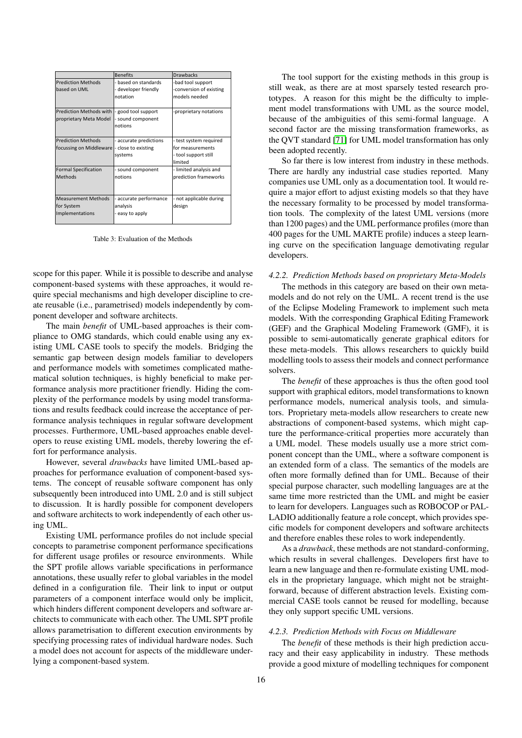| | Benefits | Drawbacks |
|---|---|---|
| Prediction Methods based on UML | - based on standards<br>- developer friendly notation | -bad tool support<br>-conversion of existing models needed |
| Prediction Methods with proprietary Meta Model | - good tool support<br>- sound component notions | -proprietary notations |
| Prediction Methods focussing on Middleware | - accurate predictions<br>- close to existing systems | - test system required for measurements<br>- tool support still limited |
| Formal Specification Methods | - sound component notions | - limited analysis and prediction frameworks |
| Measurement Methods for System Implementations | - accurate performance analysis<br>- easy to apply | - not applicable during design |

Table 3: Evaluation of the Methods

scope for this paper. While it is possible to describe and analyse component-based systems with these approaches, it would require special mechanisms and high developer discipline to create reusable (i.e., parametrised) models independently by component developer and software architects.

The main *benefit* of UML-based approaches is their compliance to OMG standards, which could enable using any existing UML CASE tools to specify the models. Bridging the semantic gap between design models familiar to developers and performance models with sometimes complicated mathematical solution techniques, is highly beneficial to make performance analysis more practitioner friendly. Hiding the complexity of the performance models by using model transformations and results feedback could increase the acceptance of performance analysis techniques in regular software development processes. Furthermore, UML-based approaches enable developers to reuse existing UML models, thereby lowering the effort for performance analysis.

However, several *drawbacks* have limited UML-based approaches for performance evaluation of component-based systems. The concept of reusable software component has only subsequently been introduced into UML 2.0 and is still subject to discussion. It is hardly possible for component developers and software architects to work independently of each other using UML.

Existing UML performance profiles do not include special concepts to parametrise component performance specifications for different usage profiles or resource environments. While the SPT profile allows variable specifications in performance annotations, these usually refer to global variables in the model defined in a configuration file. Their link to input or output parameters of a component interface would only be implicit, which hinders different component developers and software architects to communicate with each other. The UML SPT profile allows parametrisation to different execution environments by specifying processing rates of individual hardware nodes. Such a model does not account for aspects of the middleware underlying a component-based system.

The tool support for the existing methods in this group is still weak, as there are at most sparsely tested research prototypes. A reason for this might be the difficulty to implement model transformations with UML as the source model, because of the ambiguities of this semi-formal language. A second factor are the missing transformation frameworks, as the QVT standard [71] for UML model transformation has only been adopted recently.

So far there is low interest from industry in these methods. There are hardly any industrial case studies reported. Many companies use UML only as a documentation tool. It would require a major effort to adjust existing models so that they have the necessary formality to be processed by model transformation tools. The complexity of the latest UML versions (more than 1200 pages) and the UML performance profiles (more than 400 pages for the UML MARTE profile) induces a steep learning curve on the specification language demotivating regular developers.

#### 4.2.2. Prediction Methods based on proprietary Meta-Models

The methods in this category are based on their own meta-models and do not rely on the UML. A recent trend is the use of the Eclipse Modeling Framework to implement such meta models. With the corresponding Graphical Editing Framework (GEF) and the Graphical Modeling Framework (GMF), it is possible to semi-automatically generate graphical editors for these meta-models. This allows researchers to quickly build modelling tools to assess their models and connect performance solvers.

The *benefit* of these approaches is thus the often good tool support with graphical editors, model transformations to known performance models, numerical analysis tools, and simulators. Proprietary meta-models allow researchers to create new abstractions of component-based systems, which might capture the performance-critical properties more accurately than a UML model. These models usually use a more strict component concept than the UML, where a software component is an extended form of a class. The semantics of the models are often more formally defined than for UML. Because of their special purpose character, such modelling languages are at the same time more restricted than the UML and might be easier to learn for developers. Languages such as ROBOCOP or PALLADIO additionally feature a role concept, which provides specific models for component developers and software architects and therefore enables these roles to work independently.

As a *drawback*, these methods are not standard-conforming, which results in several challenges. Developers first have to learn a new language and then re-formulate existing UML models in the proprietary language, which might not be straightforward, because of different abstraction levels. Existing commercial CASE tools cannot be reused for modelling, because they only support specific UML versions.

#### 4.2.3. Prediction Methods with Focus on Middleware

The *benefit* of these methods is their high prediction accuracy and their easy applicability in industry. These methods provide a good mixture of modelling techniques for component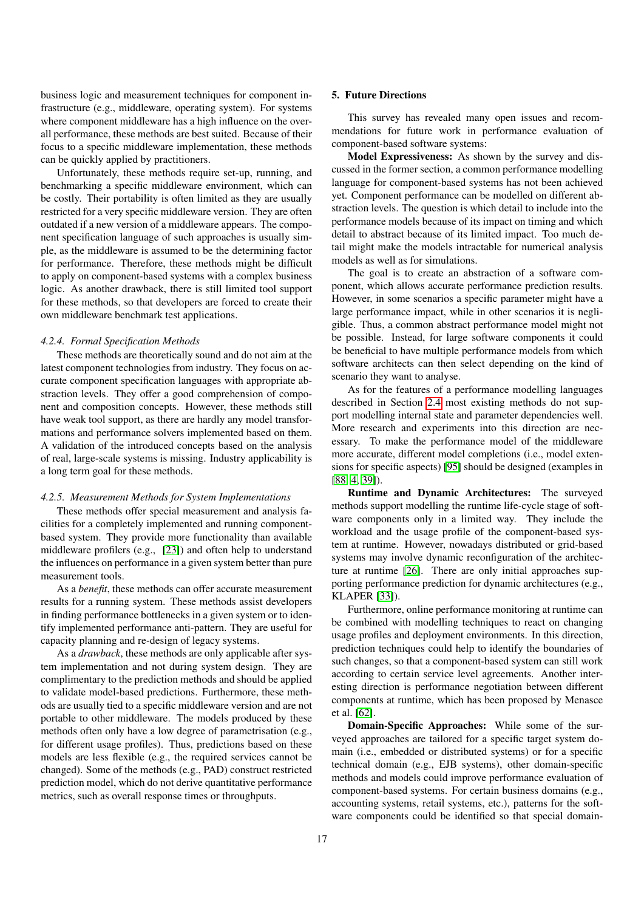business logic and measurement techniques for component infrastructure (e.g., middleware, operating system). For systems where component middleware has a high influence on the overall performance, these methods are best suited. Because of their focus to a specific middleware implementation, these methods can be quickly applied by practitioners.

Unfortunately, these methods require set-up, running, and benchmarking a specific middleware environment, which can be costly. Their portability is often limited as they are usually restricted for a very specific middleware version. They are often outdated if a new version of a middleware appears. The component specification language of such approaches is usually simple, as the middleware is assumed to be the determining factor for performance. Therefore, these methods might be difficult to apply on component-based systems with a complex business logic. As another drawback, there is still limited tool support for these methods, so that developers are forced to create their own middleware benchmark test applications.

#### *4.2.4. Formal Specification Methods*

These methods are theoretically sound and do not aim at the latest component technologies from industry. They focus on accurate component specification languages with appropriate abstraction levels. They offer a good comprehension of component and composition concepts. However, these methods still have weak tool support, as there are hardly any model transformations and performance solvers implemented based on them. A validation of the introduced concepts based on the analysis of real, large-scale systems is missing. Industry applicability is a long term goal for these methods.

#### *4.2.5. Measurement Methods for System Implementations*

These methods offer special measurement and analysis facilities for a completely implemented and running component-based system. They provide more functionality than available middleware profilers (e.g., [23]) and often help to understand the influences on performance in a given system better than pure measurement tools.

As a *benefit*, these methods can offer accurate measurement results for a running system. These methods assist developers in finding performance bottlenecks in a given system or to identify implemented performance anti-pattern. They are useful for capacity planning and re-design of legacy systems.

As a *drawback*, these methods are only applicable after system implementation and not during system design. They are complimentary to the prediction methods and should be applied to validate model-based predictions. Furthermore, these methods are usually tied to a specific middleware version and are not portable to other middleware. The models produced by these methods often only have a low degree of parametrisation (e.g., for different usage profiles). Thus, predictions based on these models are less flexible (e.g., the required services cannot be changed). Some of the methods (e.g., PAD) construct restricted prediction model, which do not derive quantitative performance metrics, such as overall response times or throughputs.

## 5. Future Directions

This survey has revealed many open issues and recommendations for future work in performance evaluation of component-based software systems:

**Model Expressiveness:** As shown by the survey and discussed in the former section, a common performance modelling language for component-based systems has not been achieved yet. Component performance can be modelled on different abstraction levels. The question is which detail to include into the performance models because of its impact on timing and which detail to abstract because of its limited impact. Too much detail might make the models intractable for numerical analysis models as well as for simulations.

The goal is to create an abstraction of a software component, which allows accurate performance prediction results. However, in some scenarios a specific parameter might have a large performance impact, while in other scenarios it is negligible. Thus, a common abstract performance model might not be possible. Instead, for large software components it could be beneficial to have multiple performance models from which software architects can then select depending on the kind of scenario they want to analyse.

As for the features of a performance modelling languages described in Section 2.4 most existing methods do not support modelling internal state and parameter dependencies well. More research and experiments into this direction are necessary. To make the performance model of the middleware more accurate, different model completions (i.e., model extensions for specific aspects) [95] should be designed (examples in [88, 4, 39]).

**Runtime and Dynamic Architectures:** The surveyed methods support modelling the runtime life-cycle stage of software components only in a limited way. They include the workload and the usage profile of the component-based system at runtime. However, nowadays distributed or grid-based systems may involve dynamic reconfiguration of the architecture at runtime [26]. There are only initial approaches supporting performance prediction for dynamic architectures (e.g., KLAPER [33]).

Furthermore, online performance monitoring at runtime can be combined with modelling techniques to react on changing usage profiles and deployment environments. In this direction, prediction techniques could help to identify the boundaries of such changes, so that a component-based system can still work according to certain service level agreements. Another interesting direction is performance negotiation between different components at runtime, which has been proposed by Menasce et al. [62].

**Domain-Specific Approaches:** While some of the surveyed approaches are tailored for a specific target system domain (i.e., embedded or distributed systems) or for a specific technical domain (e.g., EJB systems), other domain-specific methods and models could improve performance evaluation of component-based systems. For certain business domains (e.g., accounting systems, retail systems, etc.), patterns for the software components could be identified so that special domain-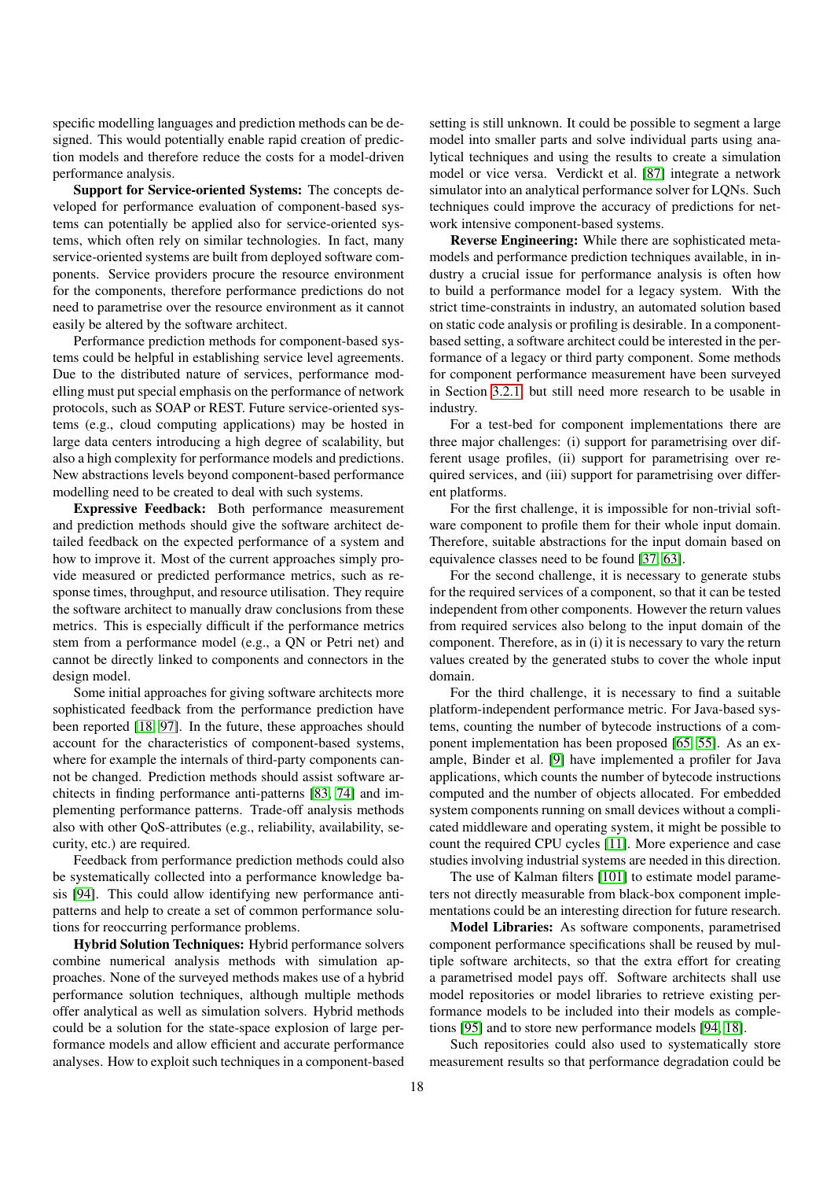specific modelling languages and prediction methods can be designed. This would potentially enable rapid creation of prediction models and therefore reduce the costs for a model-driven performance analysis.

**Support for Service-oriented Systems:** The concepts developed for performance evaluation of component-based systems can potentially be applied also for service-oriented systems, which often rely on similar technologies. In fact, many service-oriented systems are built from deployed software components. Service providers procure the resource environment for the components, therefore performance predictions do not need to parametrise over the resource environment as it cannot easily be altered by the software architect.

Performance prediction methods for component-based systems could be helpful in establishing service level agreements. Due to the distributed nature of services, performance modelling must put special emphasis on the performance of network protocols, such as SOAP or REST. Future service-oriented systems (e.g., cloud computing applications) may be hosted in large data centers introducing a high degree of scalability, but also a high complexity for performance models and predictions. New abstractions levels beyond component-based performance modelling need to be created to deal with such systems.

**Expressive Feedback:** Both performance measurement and prediction methods should give the software architect detailed feedback on the expected performance of a system and how to improve it. Most of the current approaches simply provide measured or predicted performance metrics, such as response times, throughput, and resource utilisation. They require the software architect to manually draw conclusions from these metrics. This is especially difficult if the performance metrics stem from a performance model (e.g., a QN or Petri net) and cannot be directly linked to components and connectors in the design model.

Some initial approaches for giving software architects more sophisticated feedback from the performance prediction have been reported [18, 97]. In the future, these approaches should account for the characteristics of component-based systems, where for example the internals of third-party components cannot be changed. Prediction methods should assist software architects in finding performance anti-patterns [83, 74] and implementing performance patterns. Trade-off analysis methods also with other QoS-attributes (e.g., reliability, availability, security, etc.) are required.

Feedback from performance prediction methods could also be systematically collected into a performance knowledge basis [94]. This could allow identifying new performance antipatterns and help to create a set of common performance solutions for reoccurring performance problems.

**Hybrid Solution Techniques:** Hybrid performance solvers combine numerical analysis methods with simulation approaches. None of the surveyed methods makes use of a hybrid performance solution techniques, although multiple methods offer analytical as well as simulation solvers. Hybrid methods could be a solution for the state-space explosion of large performance models and allow efficient and accurate performance analyses. How to exploit such techniques in a component-based setting is still unknown. It could be possible to segment a large model into smaller parts and solve individual parts using analytical techniques and using the results to create a simulation model or vice versa. Verdickt et al. [87] integrate a network simulator into an analytical performance solver for LQNs. Such techniques could improve the accuracy of predictions for network intensive component-based systems.

**Reverse Engineering:** While there are sophisticated metamodels and performance prediction techniques available, in industry a crucial issue for performance analysis is often how to build a performance model for a legacy system. With the strict time-constraints in industry, an automated solution based on static code analysis or profiling is desirable. In a component-based setting, a software architect could be interested in the performance of a legacy or third party component. Some methods for component performance measurement have been surveyed in Section 3.2.1, but still need more research to be usable in industry.

For a test-bed for component implementations there are three major challenges: (i) support for parametrising over different usage profiles, (ii) support for parametrising over required services, and (iii) support for parametrising over different platforms.

For the first challenge, it is impossible for non-trivial software component to profile them for their whole input domain. Therefore, suitable abstractions for the input domain based on equivalence classes need to be found [37, 63].

For the second challenge, it is necessary to generate stubs for the required services of a component, so that it can be tested independent from other components. However the return values from required services also belong to the input domain of the component. Therefore, as in (i) it is necessary to vary the return values created by the generated stubs to cover the whole input domain.

For the third challenge, it is necessary to find a suitable platform-independent performance metric. For Java-based systems, counting the number of bytecode instructions of a component implementation has been proposed [65, 55]. As an example, Binder et al. [9] have implemented a profiler for Java applications, which counts the number of bytecode instructions computed and the number of objects allocated. For embedded system components running on small devices without a complicated middleware and operating system, it might be possible to count the required CPU cycles [11]. More experience and case studies involving industrial systems are needed in this direction.

The use of Kalman filters [101] to estimate model parameters not directly measurable from black-box component implementations could be an interesting direction for future research.

**Model Libraries:** As software components, parametrised component performance specifications shall be reused by multiple software architects, so that the extra effort for creating a parametrised model pays off. Software architects shall use model repositories or model libraries to retrieve existing performance models to be included into their models as completions [95] and to store new performance models [94, 18].

Such repositories could also used to systematically store measurement results so that performance degradation could be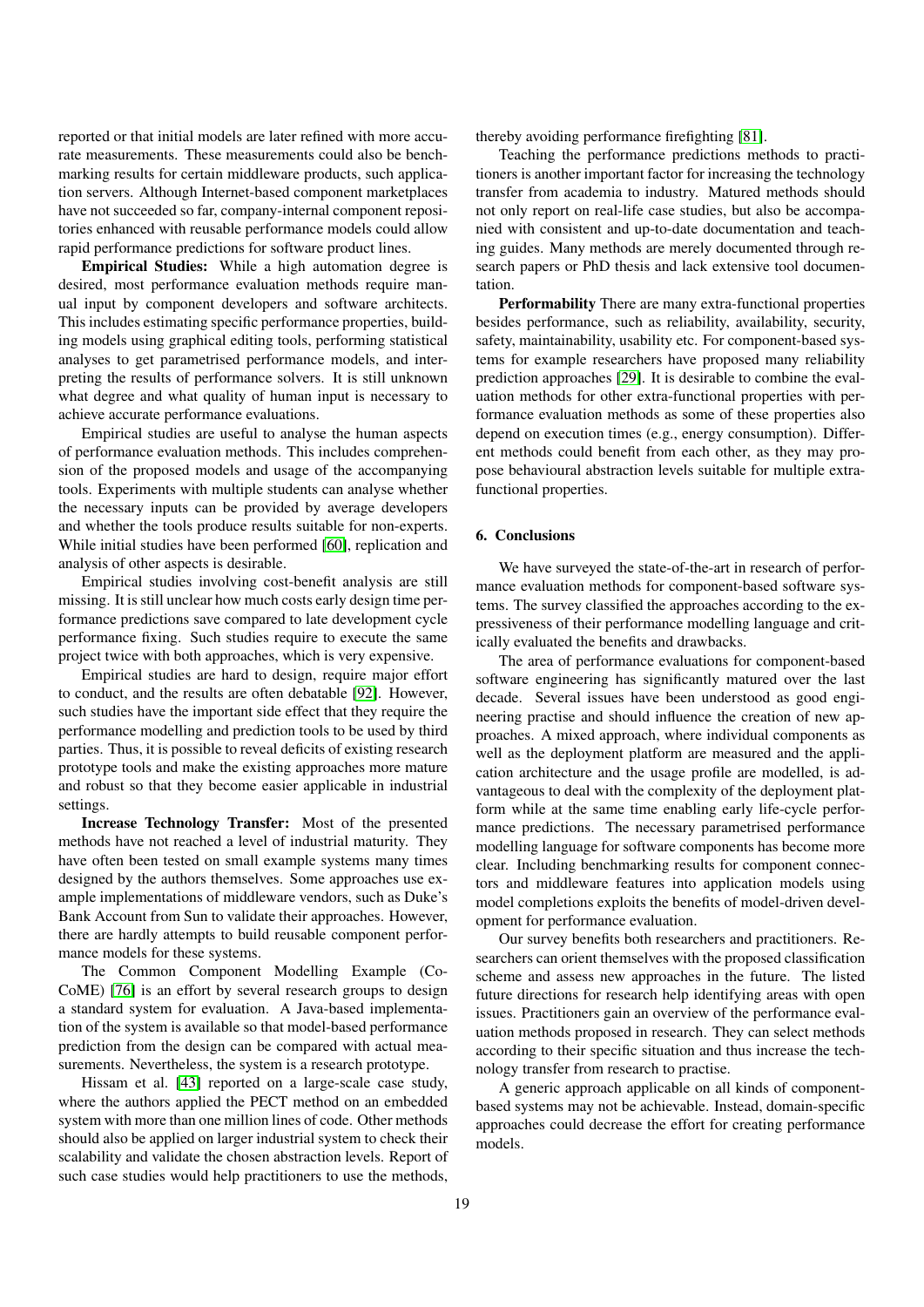reported or that initial models are later refined with more accurate measurements. These measurements could also be benchmarking results for certain middleware products, such application servers. Although Internet-based component marketplaces have not succeeded so far, company-internal component repositories enhanced with reusable performance models could allow rapid performance predictions for software product lines.

**Empirical Studies:** While a high automation degree is desired, most performance evaluation methods require manual input by component developers and software architects. This includes estimating specific performance properties, building models using graphical editing tools, performing statistical analyses to get parametrised performance models, and interpreting the results of performance solvers. It is still unknown what degree and what quality of human input is necessary to achieve accurate performance evaluations.

Empirical studies are useful to analyse the human aspects of performance evaluation methods. This includes comprehension of the proposed models and usage of the accompanying tools. Experiments with multiple students can analyse whether the necessary inputs can be provided by average developers and whether the tools produce results suitable for non-experts. While initial studies have been performed [60], replication and analysis of other aspects is desirable.

Empirical studies involving cost-benefit analysis are still missing. It is still unclear how much costs early design time performance predictions save compared to late development cycle performance fixing. Such studies require to execute the same project twice with both approaches, which is very expensive.

Empirical studies are hard to design, require major effort to conduct, and the results are often debatable [92]. However, such studies have the important side effect that they require the performance modelling and prediction tools to be used by third parties. Thus, it is possible to reveal deficits of existing research prototype tools and make the existing approaches more mature and robust so that they become easier applicable in industrial settings.

**Increase Technology Transfer:** Most of the presented methods have not reached a level of industrial maturity. They have often been tested on small example systems many times designed by the authors themselves. Some approaches use example implementations of middleware vendors, such as Duke's Bank Account from Sun to validate their approaches. However, there are hardly attempts to build reusable component performance models for these systems.

The Common Component Modelling Example (CoCoME) [76] is an effort by several research groups to design a standard system for evaluation. A Java-based implementation of the system is available so that model-based performance prediction from the design can be compared with actual measurements. Nevertheless, the system is a research prototype.

Hissam et al. [43] reported on a large-scale case study, where the authors applied the PECT method on an embedded system with more than one million lines of code. Other methods should also be applied on larger industrial system to check their scalability and validate the chosen abstraction levels. Report of such case studies would help practitioners to use the methods, thereby avoiding performance firefighting [81].

Teaching the performance predictions methods to practitioners is another important factor for increasing the technology transfer from academia to industry. Matured methods should not only report on real-life case studies, but also be accompanied with consistent and up-to-date documentation and teaching guides. Many methods are merely documented through research papers or PhD thesis and lack extensive tool documentation.

**Performability** There are many extra-functional properties besides performance, such as reliability, availability, security, safety, maintainability, usability etc. For component-based systems for example researchers have proposed many reliability prediction approaches [29]. It is desirable to combine the evaluation methods for other extra-functional properties with performance evaluation methods as some of these properties also depend on execution times (e.g., energy consumption). Different methods could benefit from each other, as they may propose behavioural abstraction levels suitable for multiple extra-functional properties.

## 6. Conclusions

We have surveyed the state-of-the-art in research of performance evaluation methods for component-based software systems. The survey classified the approaches according to the expressiveness of their performance modelling language and critically evaluated the benefits and drawbacks.

The area of performance evaluations for component-based software engineering has significantly matured over the last decade. Several issues have been understood as good engineering practise and should influence the creation of new approaches. A mixed approach, where individual components as well as the deployment platform are measured and the application architecture and the usage profile are modelled, is advantageous to deal with the complexity of the deployment platform while at the same time enabling early life-cycle performance predictions. The necessary parametrised performance modelling language for software components has become more clear. Including benchmarking results for component connectors and middleware features into application models using model completions exploits the benefits of model-driven development for performance evaluation.

Our survey benefits both researchers and practitioners. Researchers can orient themselves with the proposed classification scheme and assess new approaches in the future. The listed future directions for research help identifying areas with open issues. Practitioners gain an overview of the performance evaluation methods proposed in research. They can select methods according to their specific situation and thus increase the technology transfer from research to practise.

A generic approach applicable on all kinds of component-based systems may not be achievable. Instead, domain-specific approaches could decrease the effort for creating performance models.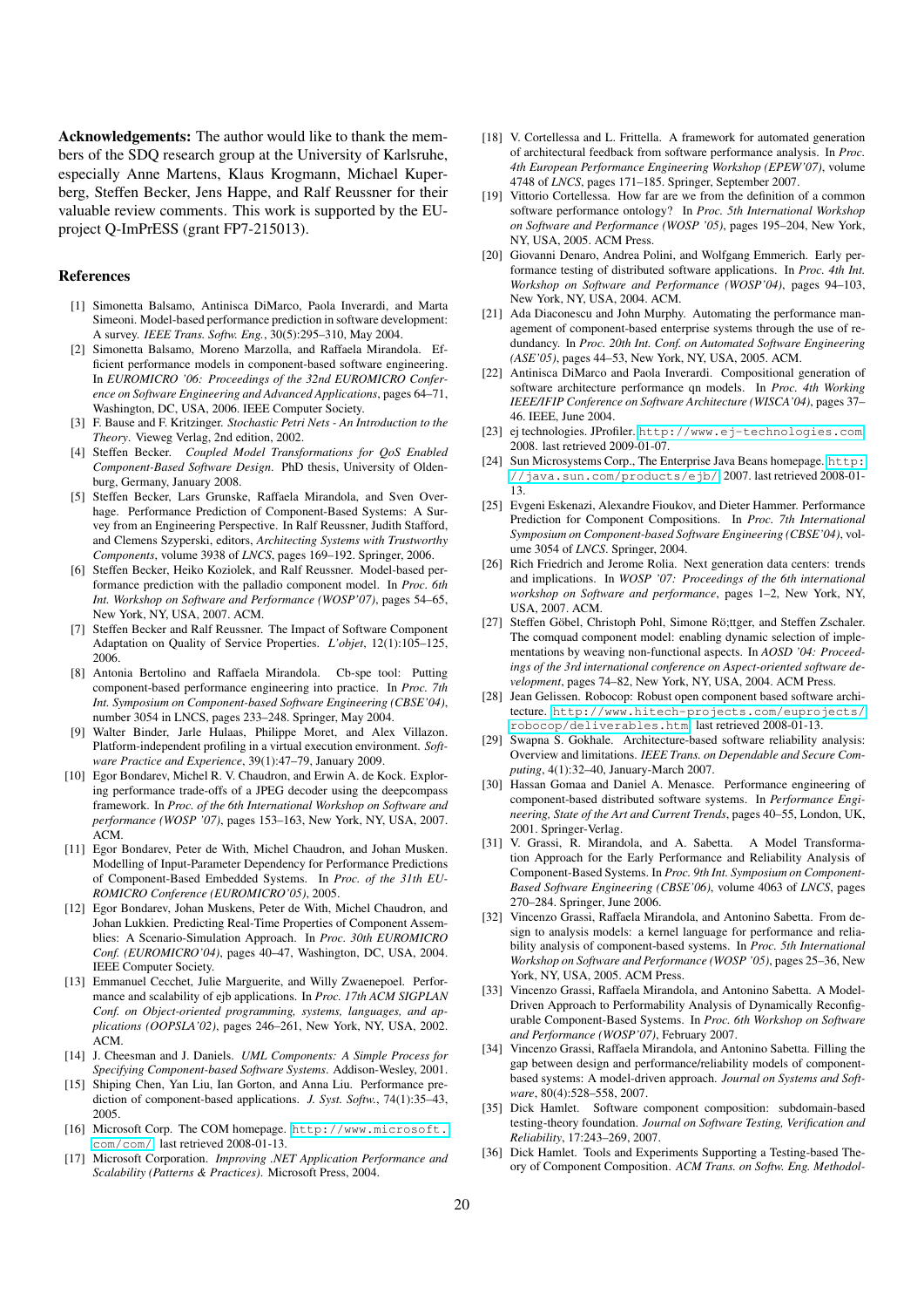**Acknowledgements:** The author would like to thank the members of the SDQ research group at the University of Karlsruhe, especially Anne Martens, Klaus Krogmann, Michael Kuperberg, Steffen Becker, Jens Happe, and Ralf Reussner for their valuable review comments. This work is supported by the EU-project Q-ImPrESS (grant FP7-215013).

## References

[1] Simonetta Balsamo, Antinisca DiMarco, Paola Inverardi, and Marta Simeoni. Model-based performance prediction in software development: A survey. *IEEE Trans. Softw. Eng.*, 30(5):295–310, May 2004.

[2] Simonetta Balsamo, Moreno Marzolla, and Raffaela Mirandola. Efficient performance models in component-based software engineering. In *EUROMICRO '06: Proceedings of the 32nd EUROMICRO Conference on Software Engineering and Advanced Applications*, pages 64–71, Washington, DC, USA, 2006. IEEE Computer Society.

[3] F. Bause and F. Kritzinger. *Stochastic Petri Nets - An Introduction to the Theory*. Vieweg Verlag, 2nd edition, 2002.

[4] Steffen Becker. *Coupled Model Transformations for QoS Enabled Component-Based Software Design*. PhD thesis, University of Oldenburg, Germany, January 2008.

[5] Steffen Becker, Lars Grunske, Raffaela Mirandola, and Sven Overhage. Performance Prediction of Component-Based Systems: A Survey from an Engineering Perspective. In Ralf Reussner, Judith Stafford, and Clemens Szyperski, editors, *Architecting Systems with Trustworthy Components*, volume 3938 of *LNCS*, pages 169–192. Springer, 2006.

[6] Steffen Becker, Heiko Koziolek, and Ralf Reussner. Model-based performance prediction with the palladio component model. In *Proc. 6th Int. Workshop on Software and Performance (WOSP'07)*, pages 54–65, New York, NY, USA, 2007. ACM.

[7] Steffen Becker and Ralf Reussner. The Impact of Software Component Adaptation on Quality of Service Properties. *L'objet*, 12(1):105–125, 2006.

[8] Antonia Bertolino and Raffaela Mirandola. Cb-spe tool: Putting component-based performance engineering into practice. In *Proc. 7th Int. Symposium on Component-based Software Engineering (CBSE'04)*, number 3054 in LNCS, pages 233–248. Springer, May 2004.

[9] Walter Binder, Jarle Hulaas, Philippe Moret, and Alex Villazon. Platform-independent profiling in a virtual execution environment. *Software Practice and Experience*, 39(1):47–79, January 2009.

[10] Egor Bondarev, Michel R. V. Chaudron, and Erwin A. de Kock. Exploring performance trade-offs of a JPEG decoder using the deepcompass framework. In *Proc. of the 6th International Workshop on Software and performance (WOSP '07)*, pages 153–163, New York, NY, USA, 2007. ACM.

[11] Egor Bondarev, Peter de With, Michel Chaudron, and Johan Musken. Modelling of Input-Parameter Dependency for Performance Predictions of Component-Based Embedded Systems. In *Proc. of the 31th EUROMICRO Conference (EUROMICRO'05)*, 2005.

[12] Egor Bondarev, Johan Muskens, Peter de With, Michel Chaudron, and Johan Lukkien. Predicting Real-Time Properties of Component Assemblies: A Scenario-Simulation Approach. In *Proc. 30th EUROMICRO Conf. (EUROMICRO'04)*, pages 40–47, Washington, DC, USA, 2004. IEEE Computer Society.

[13] Emmanuel Cecchet, Julie Marguerite, and Willy Zwaenepoel. Performance and scalability of ejb applications. In *Proc. 17th ACM SIGPLAN Conf. on Object-oriented programming, systems, languages, and applications (OOPSLA'02)*, pages 246–261, New York, NY, USA, 2002. ACM.

[14] J. Cheesman and J. Daniels. *UML Components: A Simple Process for Specifying Component-based Software Systems*. Addison-Wesley, 2001.

[15] Shiping Chen, Yan Liu, Ian Gorton, and Anna Liu. Performance prediction of component-based applications. *J. Syst. Softw.*, 74(1):35–43, 2005.

[16] Microsoft Corp. The COM homepage. http://www.microsoft.com/com/. last retrieved 2008-01-13.

[17] Microsoft Corporation. *Improving .NET Application Performance and Scalability (Patterns & Practices)*. Microsoft Press, 2004.

[18] V. Cortellessa and L. Frittella. A framework for automated generation of architectural feedback from software performance analysis. In *Proc. 4th European Performance Engineering Workshop (EPEW'07)*, volume 4748 of *LNCS*, pages 171–185. Springer, September 2007.

[19] Vittorio Cortellessa. How far are we from the definition of a common software performance ontology? In *Proc. 5th International Workshop on Software and Performance (WOSP '05)*, pages 195–204, New York, NY, USA, 2005. ACM Press.

[20] Giovanni Denaro, Andrea Polini, and Wolfgang Emmerich. Early performance testing of distributed software applications. In *Proc. 4th Int. Workshop on Software and Performance (WOSP'04)*, pages 94–103, New York, NY, USA, 2004. ACM.

[21] Ada Diaconescu and John Murphy. Automating the performance management of component-based enterprise systems through the use of redundancy. In *Proc. 20th Int. Conf. on Automated Software Engineering (ASE'05)*, pages 44–53, New York, NY, USA, 2005. ACM.

[22] Antinisca DiMarco and Paola Inverardi. Compositional generation of software architecture performance qn models. In *Proc. 4th Working IEEE/IFIP Conference on Software Architecture (WISCA'04)*, pages 37–46. IEEE, June 2004.

[23] ej technologies. JProfiler. http://www.ej-technologies.com, 2008. last retrieved 2009-01-07.

[24] Sun Microsystems Corp., The Enterprise Java Beans homepage. http://java.sun.com/products/ejb/, 2007. last retrieved 2008-01-13.

[25] Evgeni Eskenazi, Alexandre Fioukov, and Dieter Hammer. Performance Prediction for Component Compositions. In *Proc. 7th International Symposium on Component-based Software Engineering (CBSE'04)*, volume 3054 of *LNCS*. Springer, 2004.

[26] Rich Friedrich and Jerome Rolia. Next generation data centers: trends and implications. In *WOSP '07: Proceedings of the 6th international workshop on Software and performance*, pages 1–2, New York, NY, USA, 2007. ACM.

[27] Steffen Göbel, Christoph Pohl, Simone Rö;ttger, and Steffen Zschaler. The comquad component model: enabling dynamic selection of implementations by weaving non-functional aspects. In *AOSD '04: Proceedings of the 3rd international conference on Aspect-oriented software development*, pages 74–82, New York, NY, USA, 2004. ACM Press.

[28] Jean Gelissen. Robocop: Robust open component based software architecture. http://www.hitech-projects.com/euprojects/robocop/deliverables.htm. last retrieved 2008-01-13.

[29] Swapna S. Gokhale. Architecture-based software reliability analysis: Overview and limitations. *IEEE Trans. on Dependable and Secure Computing*, 4(1):32–40, January-March 2007.

[30] Hassan Gomaa and Daniel A. Menasce. Performance engineering of component-based distributed software systems. In *Performance Engineering, State of the Art and Current Trends*, pages 40–55, London, UK, 2001. Springer-Verlag.

[31] V. Grassi, R. Mirandola, and A. Sabetta. A Model Transformation Approach for the Early Performance and Reliability Analysis of Component-Based Systems. In *Proc. 9th Int. Symposium on Component-Based Software Engineering (CBSE'06)*, volume 4063 of *LNCS*, pages 270–284. Springer, June 2006.

[32] Vincenzo Grassi, Raffaela Mirandola, and Antonino Sabetta. From design to analysis models: a kernel language for performance and reliability analysis of component-based systems. In *Proc. 5th International Workshop on Software and Performance (WOSP '05)*, pages 25–36, New York, NY, USA, 2005. ACM Press.

[33] Vincenzo Grassi, Raffaela Mirandola, and Antonino Sabetta. A Model-Driven Approach to Performability Analysis of Dynamically Reconfigurable Component-Based Systems. In *Proc. 6th Workshop on Software and Performance (WOSP'07)*, February 2007.

[34] Vincenzo Grassi, Raffaela Mirandola, and Antonino Sabetta. Filling the gap between design and performance/reliability models of component-based systems: A model-driven approach. *Journal on Systems and Software*, 80(4):528–558, 2007.

[35] Dick Hamlet. Software component composition: subdomain-based testing-theory foundation. *Journal on Software Testing, Verification and Reliability*, 17:243–269, 2007.

[36] Dick Hamlet. Tools and Experiments Supporting a Testing-based Theory of Component Composition. *ACM Trans. on Softw. Eng. Methodol-*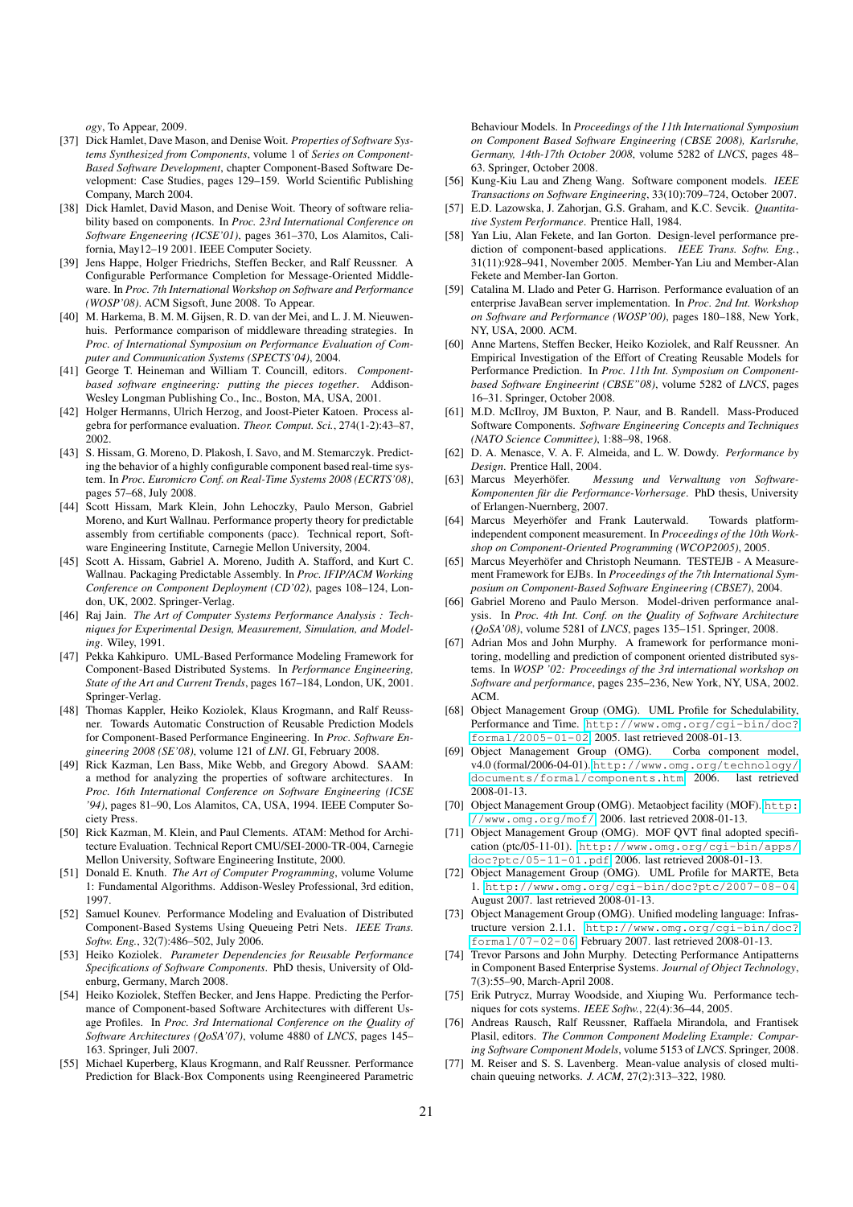*ogy*, To Appear, 2009.

[37] Dick Hamlet, Dave Mason, and Denise Woit. *Properties of Software Systems Synthesized from Components*, volume 1 of *Series on Component-Based Software Development*, chapter Component-Based Software Development: Case Studies, pages 129–159. World Scientific Publishing Company, March 2004.

[38] Dick Hamlet, David Mason, and Denise Woit. Theory of software reliability based on components. In *Proc. 23rd International Conference on Software Engeneering (ICSE'01)*, pages 361–370, Los Alamitos, California, May12–19 2001. IEEE Computer Society.

[39] Jens Happe, Holger Friedrichs, Steffen Becker, and Ralf Reussner. A Configurable Performance Completion for Message-Oriented Middleware. In *Proc. 7th International Workshop on Software and Performance (WOSP'08)*. ACM Sigsoft, June 2008. To Appear.

[40] M. Harkema, B. M. M. Gijsen, R. D. van der Mei, and L. J. M. Nieuwenhuis. Performance comparison of middleware threading strategies. In *Proc. of International Symposium on Performance Evaluation of Computer and Communication Systems (SPECTS'04)*, 2004.

[41] George T. Heineman and William T. Councill, editors. *Component-based software engineering: putting the pieces together*. Addison-Wesley Longman Publishing Co., Inc., Boston, MA, USA, 2001.

[42] Holger Hermanns, Ulrich Herzog, and Joost-Pieter Katoen. Process algebra for performance evaluation. *Theor. Comput. Sci.*, 274(1-2):43–87, 2002.

[43] S. Hissam, G. Moreno, D. Plakosh, I. Savo, and M. Stemarczyk. Predicting the behavior of a highly configurable component based real-time system. In *Proc. Euromicro Conf. on Real-Time Systems 2008 (ECRTS'08)*, pages 57–68, July 2008.

[44] Scott Hissam, Mark Klein, John Lehoczky, Paulo Merson, Gabriel Moreno, and Kurt Wallnau. Performance property theory for predictable assembly from certifiable components (pacc). Technical report, Software Engineering Institute, Carnegie Mellon University, 2004.

[45] Scott A. Hissam, Gabriel A. Moreno, Judith A. Stafford, and Kurt C. Wallnau. Packaging Predictable Assembly. In *Proc. IFIP/ACM Working Conference on Component Deployment (CD'02)*, pages 108–124, London, UK, 2002. Springer-Verlag.

[46] Raj Jain. *The Art of Computer Systems Performance Analysis : Techniques for Experimental Design, Measurement, Simulation, and Modeling*. Wiley, 1991.

[47] Pekka Kahkipuro. UML-Based Performance Modeling Framework for Component-Based Distributed Systems. In *Performance Engineering, State of the Art and Current Trends*, pages 167–184, London, UK, 2001. Springer-Verlag.

[48] Thomas Kappler, Heiko Koziolek, Klaus Krogmann, and Ralf Reussner. Towards Automatic Construction of Reusable Prediction Models for Component-Based Performance Engineering. In *Proc. Software Engineering 2008 (SE'08)*, volume 121 of *LNI*. GI, February 2008.

[49] Rick Kazman, Len Bass, Mike Webb, and Gregory Abowd. SAAM: a method for analyzing the properties of software architectures. In *Proc. 16th International Conference on Software Engineering (ICSE '94)*, pages 81–90, Los Alamitos, CA, USA, 1994. IEEE Computer Society Press.

[50] Rick Kazman, M. Klein, and Paul Clements. ATAM: Method for Architecture Evaluation. Technical Report CMU/SEI-2000-TR-004, Carnegie Mellon University, Software Engineering Institute, 2000.

[51] Donald E. Knuth. *The Art of Computer Programming*, volume Volume 1: Fundamental Algorithms. Addison-Wesley Professional, 3rd edition, 1997.

[52] Samuel Kounev. Performance Modeling and Evaluation of Distributed Component-Based Systems Using Queueing Petri Nets. *IEEE Trans. Softw. Eng.*, 32(7):486–502, July 2006.

[53] Heiko Koziolek. *Parameter Dependencies for Reusable Performance Specifications of Software Components*. PhD thesis, University of Oldenburg, Germany, March 2008.

[54] Heiko Koziolek, Steffen Becker, and Jens Happe. Predicting the Performance of Component-based Software Architectures with different Usage Profiles. In *Proc. 3rd International Conference on the Quality of Software Architectures (QoSA'07)*, volume 4880 of *LNCS*, pages 145–163. Springer, Juli 2007.

[55] Michael Kuperberg, Klaus Krogmann, and Ralf Reussner. Performance Prediction for Black-Box Components using Reengineered Parametric Behaviour Models. In *Proceedings of the 11th International Symposium on Component Based Software Engineering (CBSE 2008), Karlsruhe, Germany, 14th-17th October 2008*, volume 5282 of *LNCS*, pages 48–63. Springer, October 2008.

[56] Kung-Kiu Lau and Zheng Wang. Software component models. *IEEE Transactions on Software Engineering*, 33(10):709–724, October 2007.

[57] E.D. Lazowska, J. Zahorjan, G.S. Graham, and K.C. Sevcik. *Quantitative System Performance*. Prentice Hall, 1984.

[58] Yan Liu, Alan Fekete, and Ian Gorton. Design-level performance prediction of component-based applications. *IEEE Trans. Softw. Eng.*, 31(11):928–941, November 2005. Member-Yan Liu and Member-Alan Fekete and Member-Ian Gorton.

[59] Catalina M. Llado and Peter G. Harrison. Performance evaluation of an enterprise JavaBean server implementation. In *Proc. 2nd Int. Workshop on Software and Performance (WOSP'00)*, pages 180–188, New York, NY, USA, 2000. ACM.

[60] Anne Martens, Steffen Becker, Heiko Koziolek, and Ralf Reussner. An Empirical Investigation of the Effort of Creating Reusable Models for Performance Prediction. In *Proc. 11th Int. Symposium on Component-based Software Engineerint (CBSE"08)*, volume 5282 of *LNCS*, pages 16–31. Springer, October 2008.

[61] M.D. McIlroy, JM Buxton, P. Naur, and B. Randell. Mass-Produced Software Components. *Software Engineering Concepts and Techniques (NATO Science Committee)*, 1:88–98, 1968.

[62] D. A. Menasce, V. A. F. Almeida, and L. W. Dowdy. *Performance by Design*. Prentice Hall, 2004.

[63] Marcus Meyerhöfer. *Messung und Verwaltung von Software-Komponenten für die Performance-Vorhersage*. PhD thesis, University of Erlangen-Nuernberg, 2007.

[64] Marcus Meyerhöfer and Frank Lauterwald. Towards platform-independent component measurement. In *Proceedings of the 10th Workshop on Component-Oriented Programming (WCOP2005)*, 2005.

[65] Marcus Meyerhöfer and Christoph Neumann. TESTEJB - A Measurement Framework for EJBs. In *Proceedings of the 7th International Symposium on Component-Based Software Engineering (CBSE7)*, 2004.

[66] Gabriel Moreno and Paulo Merson. Model-driven performance analysis. In *Proc. 4th Int. Conf. on the Quality of Software Architecture (QoSA'08)*, volume 5281 of *LNCS*, pages 135–151. Springer, 2008.

[67] Adrian Mos and John Murphy. A framework for performance monitoring, modelling and prediction of component oriented distributed systems. In *WOSP '02: Proceedings of the 3rd international workshop on Software and performance*, pages 235–236, New York, NY, USA, 2002. ACM.

[68] Object Management Group (OMG). UML Profile for Schedulability, Performance and Time. http://www.omg.org/cgi-bin/doc?formal/2005-01-02, 2005. last retrieved 2008-01-13.

[69] Object Management Group (OMG). Corba component model, v4.0 (formal/2006-04-01). http://www.omg.org/technology/documents/formal/components.htm, 2006. last retrieved 2008-01-13.

[70] Object Management Group (OMG). Metaobject facility (MOF). http://www.omg.org/mof/, 2006. last retrieved 2008-01-13.

[71] Object Management Group (OMG). MOF QVT final adopted specification (ptc/05-11-01). http://www.omg.org/cgi-bin/apps/doc?ptc/05-11-01.pdf, 2006. last retrieved 2008-01-13.

[72] Object Management Group (OMG). UML Profile for MARTE, Beta 1. http://www.omg.org/cgi-bin/doc?ptc/2007-08-04, August 2007. last retrieved 2008-01-13.

[73] Object Management Group (OMG). Unified modeling language: Infrastructure version 2.1.1. http://www.omg.org/cgi-bin/doc?formal/07-02-06, February 2007. last retrieved 2008-01-13.

[74] Trevor Parsons and John Murphy. Detecting Performance Antipatterns in Component Based Enterprise Systems. *Journal of Object Technology*, 7(3):55–90, March-April 2008.

[75] Erik Putrycz, Murray Woodside, and Xiuping Wu. Performance techniques for cots systems. *IEEE Softw.*, 22(4):36–44, 2005.

[76] Andreas Rausch, Ralf Reussner, Raffaela Mirandola, and Frantisek Plasil, editors. *The Common Component Modeling Example: Comparing Software Component Models*, volume 5153 of *LNCS*. Springer, 2008.

[77] M. Reiser and S. S. Lavenberg. Mean-value analysis of closed multichain queuing networks. *J. ACM*, 27(2):313–322, 1980.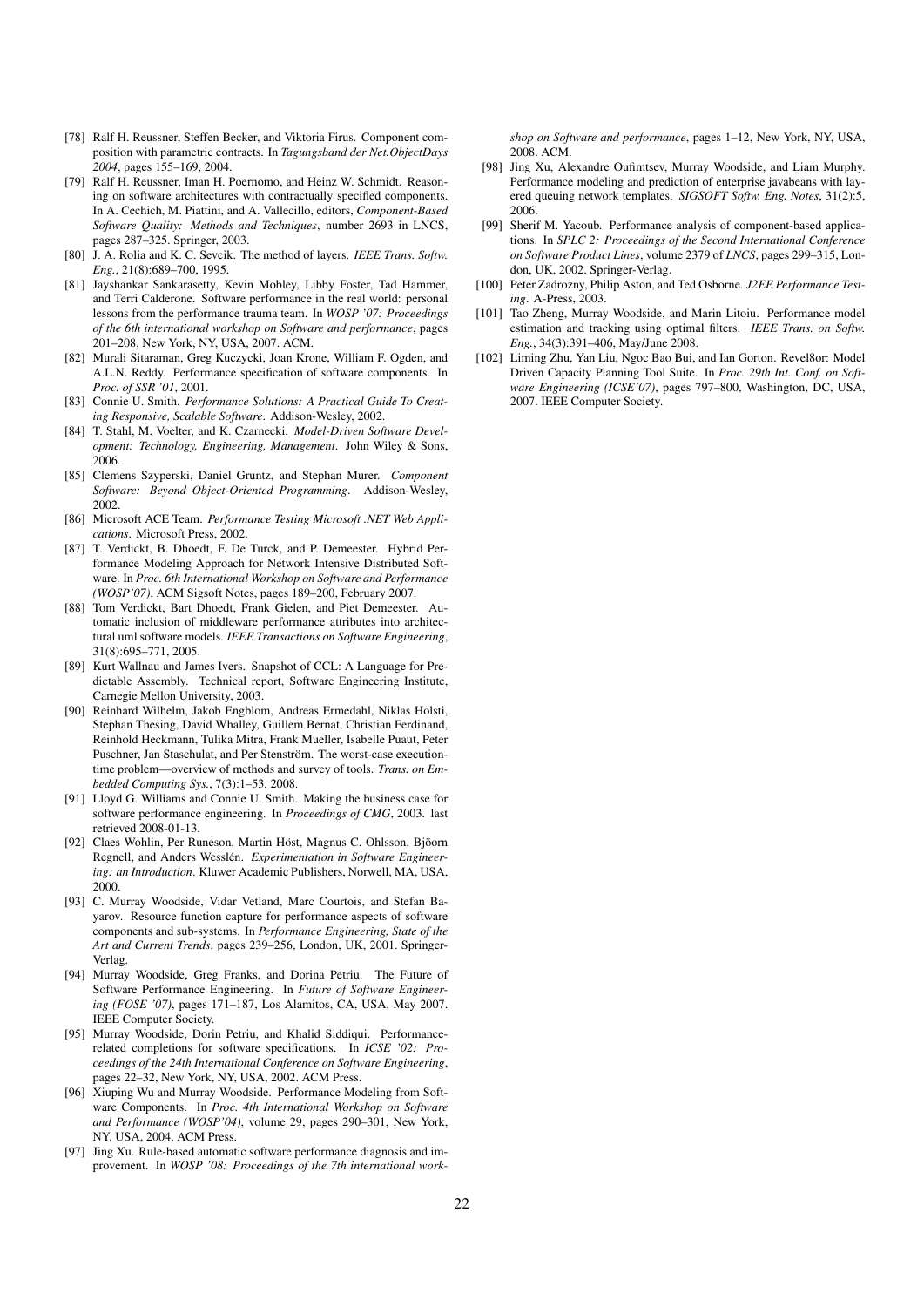- [78] Ralf H. Reussner, Steffen Becker, and Viktoria Firus. Component composition with parametric contracts. In *Tagungsband der Net.ObjectDays 2004*, pages 155–169, 2004.
- [79] Ralf H. Reussner, Iman H. Poernomo, and Heinz W. Schmidt. Reasoning on software architectures with contractually specified components. In A. Cechich, M. Piattini, and A. Vallecillo, editors, *Component-Based Software Quality: Methods and Techniques*, number 2693 in LNCS, pages 287–325. Springer, 2003.
- [80] J. A. Rolia and K. C. Sevcik. The method of layers. *IEEE Trans. Softw. Eng.*, 21(8):689–700, 1995.
- [81] Jayshankar Sankarasetty, Kevin Mobley, Libby Foster, Tad Hammer, and Terri Calderone. Software performance in the real world: personal lessons from the performance trauma team. In *WOSP '07: Proceedings of the 6th international workshop on Software and performance*, pages 201–208, New York, NY, USA, 2007. ACM.
- [82] Murali Sitaraman, Greg Kuczycki, Joan Krone, William F. Ogden, and A.L.N. Reddy. Performance specification of software components. In *Proc. of SSR '01*, 2001.
- [83] Connie U. Smith. *Performance Solutions: A Practical Guide To Creating Responsive, Scalable Software*. Addison-Wesley, 2002.
- [84] T. Stahl, M. Voelter, and K. Czarnecki. *Model-Driven Software Development: Technology, Engineering, Management*. John Wiley & Sons, 2006.
- [85] Clemens Szyperski, Daniel Gruntz, and Stephan Murer. *Component Software: Beyond Object-Oriented Programming*. Addison-Wesley, 2002.
- [86] Microsoft ACE Team. *Performance Testing Microsoft .NET Web Applications*. Microsoft Press, 2002.
- [87] T. Verdickt, B. Dhoedt, F. De Turck, and P. Demeester. Hybrid Performance Modeling Approach for Network Intensive Distributed Software. In *Proc. 6th International Workshop on Software and Performance (WOSP'07)*, ACM Sigsoft Notes, pages 189–200, February 2007.
- [88] Tom Verdickt, Bart Dhoedt, Frank Gielen, and Piet Demeester. Automatic inclusion of middleware performance attributes into architectural uml software models. *IEEE Transactions on Software Engineering*, 31(8):695–771, 2005.
- [89] Kurt Wallnau and James Ivers. Snapshot of CCL: A Language for Predictable Assembly. Technical report, Software Engineering Institute, Carnegie Mellon University, 2003.
- [90] Reinhard Wilhelm, Jakob Engblom, Andreas Ermedahl, Niklas Holsti, Stephan Thesing, David Whalley, Guillem Bernat, Christian Ferdinand, Reinhold Heckmann, Tulika Mitra, Frank Mueller, Isabelle Puaut, Peter Puschner, Jan Staschulat, and Per Stenström. The worst-case execution-time problem—overview of methods and survey of tools. *Trans. on Embedded Computing Sys.*, 7(3):1–53, 2008.
- [91] Lloyd G. Williams and Connie U. Smith. Making the business case for software performance engineering. In *Proceedings of CMG*, 2003. last retrieved 2008-01-13.
- [92] Claes Wohlin, Per Runeson, Martin Höst, Magnus C. Ohlsson, Bjöorn Regnell, and Anders Wesslén. *Experimentation in Software Engineering: an Introduction*. Kluwer Academic Publishers, Norwell, MA, USA, 2000.
- [93] C. Murray Woodside, Vidar Vetland, Marc Courtois, and Stefan Bayarov. Resource function capture for performance aspects of software components and sub-systems. In *Performance Engineering, State of the Art and Current Trends*, pages 239–256, London, UK, 2001. Springer-Verlag.
- [94] Murray Woodside, Greg Franks, and Dorina Petriu. The Future of Software Performance Engineering. In *Future of Software Engineering (FOSE '07)*, pages 171–187, Los Alamitos, CA, USA, May 2007. IEEE Computer Society.
- [95] Murray Woodside, Dorin Petriu, and Khalid Siddiqui. Performance-related completions for software specifications. In *ICSE '02: Proceedings of the 24th International Conference on Software Engineering*, pages 22–32, New York, NY, USA, 2002. ACM Press.
- [96] Xiuping Wu and Murray Woodside. Performance Modeling from Software Components. In *Proc. 4th International Workshop on Software and Performance (WOSP'04)*, volume 29, pages 290–301, New York, NY, USA, 2004. ACM Press.
- [97] Jing Xu. Rule-based automatic software performance diagnosis and improvement. In *WOSP '08: Proceedings of the 7th international workshop on Software and performance*, pages 1–12, New York, NY, USA, 2008. ACM.
- [98] Jing Xu, Alexandre Oufimtsev, Murray Woodside, and Liam Murphy. Performance modeling and prediction of enterprise javabeans with layered queuing network templates. *SIGSOFT Softw. Eng. Notes*, 31(2):5, 2006.
- [99] Sherif M. Yacoub. Performance analysis of component-based applications. In *SPLC 2: Proceedings of the Second International Conference on Software Product Lines*, volume 2379 of *LNCS*, pages 299–315, London, UK, 2002. Springer-Verlag.
- [100] Peter Zadrozny, Philip Aston, and Ted Osborne. *J2EE Performance Testing*. A-Press, 2003.
- [101] Tao Zheng, Murray Woodside, and Marin Litoiu. Performance model estimation and tracking using optimal filters. *IEEE Trans. on Softw. Eng.*, 34(3):391–406, May/June 2008.
- [102] Liming Zhu, Yan Liu, Ngoc Bao Bui, and Ian Gorton. Revel8or: Model Driven Capacity Planning Tool Suite. In *Proc. 29th Int. Conf. on Software Engineering (ICSE'07)*, pages 797–800, Washington, DC, USA, 2007. IEEE Computer Society.